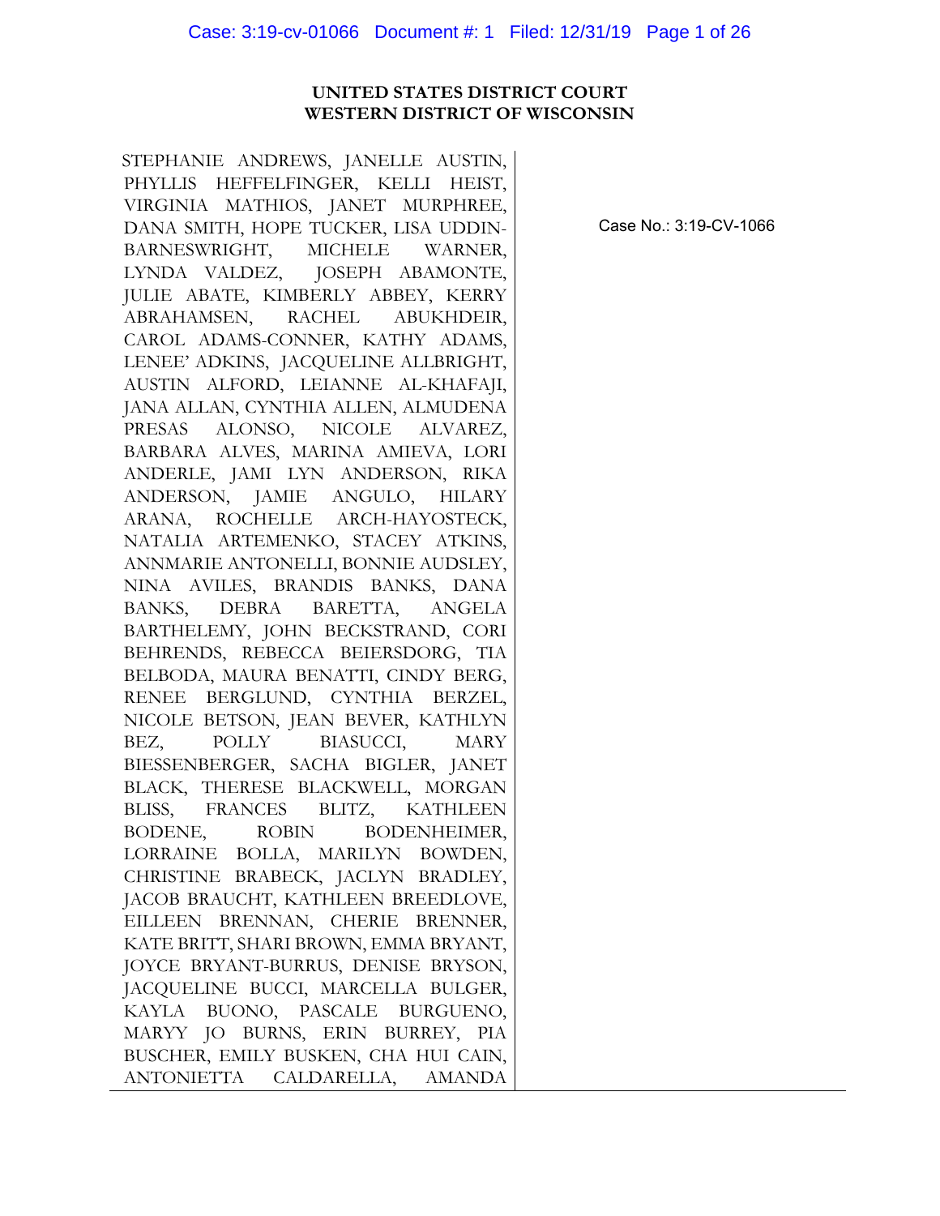**UNITED STATES DISTRICT COURT**
**WESTERN DISTRICT OF WISCONSIN**

STEPHANIE ANDREWS, JANELLE AUSTIN, PHYLLIS HEFFELFINGER, KELLI HEIST, VIRGINIA MATHIOS, JANET MURPHREE, DANA SMITH, HOPE TUCKER, LISA UDDIN-BARNESWRIGHT, MICHELE WARNER, LYNDA VALDEZ, JOSEPH ABAMONTE, JULIE ABATE, KIMBERLY ABBEY, KERRY ABRAHAMSEN, RACHEL ABUKHDEIR, CAROL ADAMS-CONNER, KATHY ADAMS, LENEE' ADKINS, JACQUELINE ALLBRIGHT, AUSTIN ALFORD, LEIANNE AL-KHAFAJI, JANA ALLAN, CYNTHIA ALLEN, ALMUDENA PRESAS ALONSO, NICOLE ALVAREZ, BARBARA ALVES, MARINA AMIEVA, LORI ANDERLE, JAMI LYN ANDERSON, RIKA ANDERSON, JAMIE ANGULO, HILARY ARANA, ROCHELLE ARCH-HAYOSTECK, NATALIA ARTEMENKO, STACEY ATKINS, ANNMARIE ANTONELLI, BONNIE AUDSLEY, NINA AVILES, BRANDIS BANKS, DANA BANKS, DEBRA BARETTA, ANGELA BARTHELEMY, JOHN BECKSTRAND, CORI BEHRENDS, REBECCA BEIERSDORG, TIA BELBODA, MAURA BENATTI, CINDY BERG, RENEE BERGLUND, CYNTHIA BERZEL, NICOLE BETSON, JEAN BEVER, KATHLYN BEZ, POLLY BIASUCCI, MARY BIESSENBERGER, SACHA BIGLER, JANET BLACK, THERESE BLACKWELL, MORGAN BLISS, FRANCES BLITZ, KATHLEEN BODENE, ROBIN BODENHEIMER, LORRAINE BOLLA, MARILYN BOWDEN, CHRISTINE BRABECK, JACLYN BRADLEY, JACOB BRAUCHT, KATHLEEN BREEDLOVE, EILLEEN BRENNAN, CHERIE BRENNER, KATE BRITT, SHARI BROWN, EMMA BRYANT, JOYCE BRYANT-BURRUS, DENISE BRYSON, JACQUELINE BUCCI, MARCELLA BULGER, KAYLA BUONO, PASCALE BURGUENO, MARYY JO BURNS, ERIN BURREY, PIA BUSCHER, EMILY BUSKEN, CHA HUI CAIN, ANTONIETTA CALDARELLA, AMANDA

Case No.: 3:19-CV-1066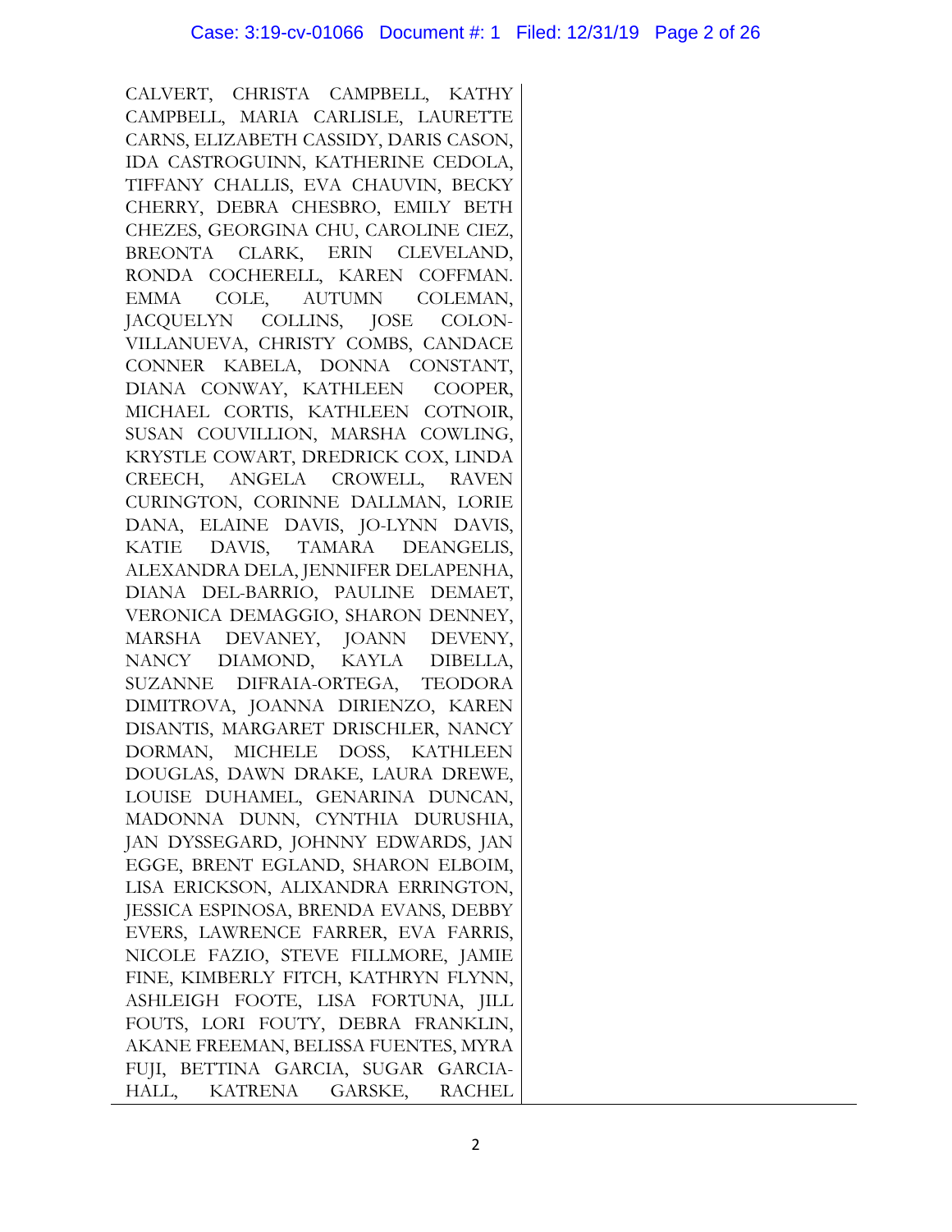CALVERT, CHRISTA CAMPBELL, KATHY CAMPBELL, MARIA CARLISLE, LAURETTE CARNS, ELIZABETH CASSIDY, DARIS CASON, IDA CASTROGUINN, KATHERINE CEDOLA, TIFFANY CHALLIS, EVA CHAUVIN, BECKY CHERRY, DEBRA CHESBRO, EMILY BETH CHEZES, GEORGINA CHU, CAROLINE CIEZ, BREONTA CLARK, ERIN CLEVELAND, RONDA COCHERELL, KAREN COFFMAN. EMMA COLE, AUTUMN COLEMAN, JACQUELYN COLLINS, JOSE COLON-VILLANUEVA, CHRISTY COMBS, CANDACE CONNER KABELA, DONNA CONSTANT, DIANA CONWAY, KATHLEEN COOPER, MICHAEL CORTIS, KATHLEEN COTNOIR, SUSAN COUVILLION, MARSHA COWLING, KRYSTLE COWART, DREDRICK COX, LINDA CREECH, ANGELA CROWELL, RAVEN CURINGTON, CORINNE DALLMAN, LORIE DANA, ELAINE DAVIS, JO-LYNN DAVIS, KATIE DAVIS, TAMARA DEANGELIS, ALEXANDRA DELA, JENNIFER DELAPENHA, DIANA DEL-BARRIO, PAULINE DEMAET, VERONICA DEMAGGIO, SHARON DENNEY, MARSHA DEVANEY, JOANN DEVENY, NANCY DIAMOND, KAYLA DIBELLA, SUZANNE DIFRAIA-ORTEGA, TEODORA DIMITROVA, JOANNA DIRIENZO, KAREN DISANTIS, MARGARET DRISCHLER, NANCY DORMAN, MICHELE DOSS, KATHLEEN DOUGLAS, DAWN DRAKE, LAURA DREWE, LOUISE DUHAMEL, GENARINA DUNCAN, MADONNA DUNN, CYNTHIA DURUSHIA, JAN DYSSEGARD, JOHNNY EDWARDS, JAN EGGE, BRENT EGLAND, SHARON ELBOIM, LISA ERICKSON, ALIXANDRA ERRINGTON, JESSICA ESPINOSA, BRENDA EVANS, DEBBY EVERS, LAWRENCE FARRER, EVA FARRIS, NICOLE FAZIO, STEVE FILLMORE, JAMIE FINE, KIMBERLY FITCH, KATHRYN FLYNN, ASHLEIGH FOOTE, LISA FORTUNA, JILL FOUTS, LORI FOUTY, DEBRA FRANKLIN, AKANE FREEMAN, BELISSA FUENTES, MYRA FUJI, BETTINA GARCIA, SUGAR GARCIA-HALL, KATRENA GARSKE, RACHEL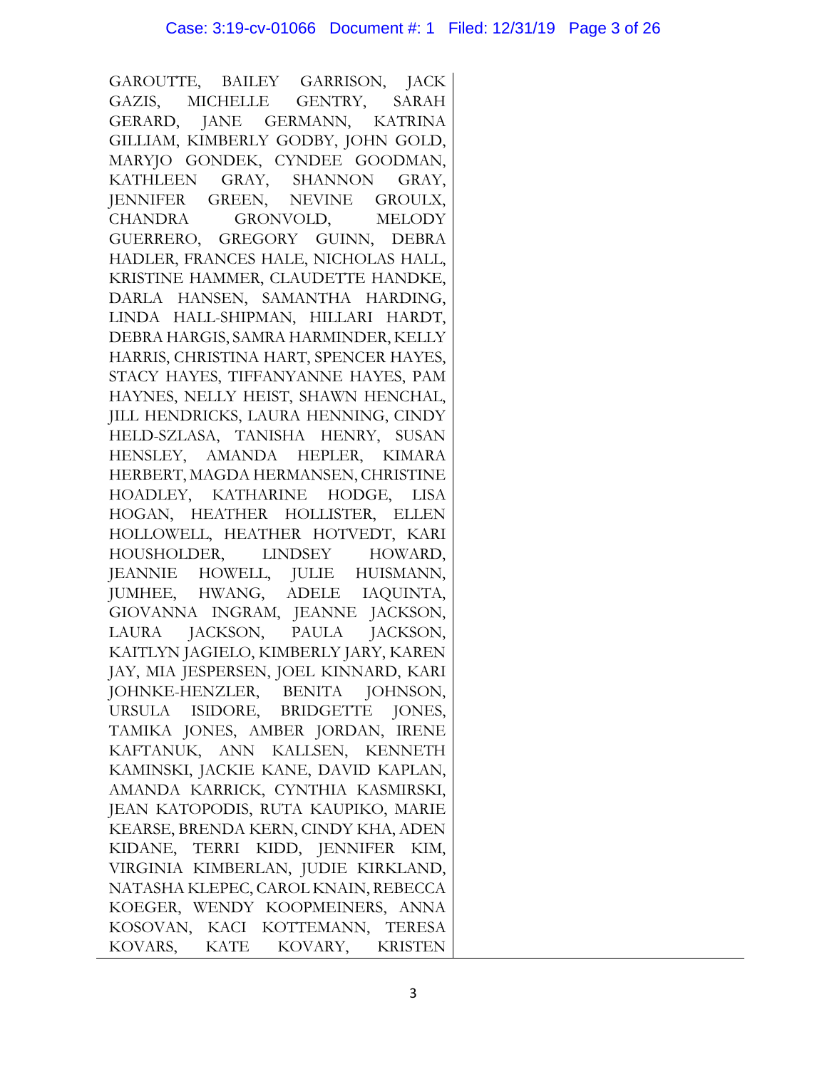GAROUTTE, BAILEY GARRISON, JACK GAZIS, MICHELLE GENTRY, SARAH GERARD, JANE GERMANN, KATRINA GILLIAM, KIMBERLY GODBY, JOHN GOLD, MARYJO GONDEK, CYNDEE GOODMAN, KATHLEEN GRAY, SHANNON GRAY, JENNIFER GREEN, NEVINE GROULX, CHANDRA GRONVOLD, MELODY GUERRERO, GREGORY GUINN, DEBRA HADLER, FRANCES HALE, NICHOLAS HALL, KRISTINE HAMMER, CLAUDETTE HANDKE, DARLA HANSEN, SAMANTHA HARDING, LINDA HALL-SHIPMAN, HILLARI HARDT, DEBRA HARGIS, SAMRA HARMINDER, KELLY HARRIS, CHRISTINA HART, SPENCER HAYES, STACY HAYES, TIFFANYANNE HAYES, PAM HAYNES, NELLY HEIST, SHAWN HENCHAL, JILL HENDRICKS, LAURA HENNING, CINDY HELD-SZLASA, TANISHA HENRY, SUSAN HENSLEY, AMANDA HEPLER, KIMARA HERBERT, MAGDA HERMANSEN, CHRISTINE HOADLEY, KATHARINE HODGE, LISA HOGAN, HEATHER HOLLISTER, ELLEN HOLLOWELL, HEATHER HOTVEDT, KARI HOUSHOLDER, LINDSEY HOWARD, JEANNIE HOWELL, JULIE HUISMANN, JUMHEE, HWANG, ADELE IAQUINTA, GIOVANNA INGRAM, JEANNE JACKSON, LAURA JACKSON, PAULA JACKSON, KAITLYN JAGIELO, KIMBERLY JARY, KAREN JAY, MIA JESPERSEN, JOEL KINNARD, KARI JOHNKE-HENZLER, BENITA JOHNSON, URSULA ISIDORE, BRIDGETTE JONES, TAMIKA JONES, AMBER JORDAN, IRENE KAFTANUK, ANN KALLSEN, KENNETH KAMINSKI, JACKIE KANE, DAVID KAPLAN, AMANDA KARRICK, CYNTHIA KASMIRSKI, JEAN KATOPODIS, RUTA KAUPIKO, MARIE KEARSE, BRENDA KERN, CINDY KHA, ADEN KIDANE, TERRI KIDD, JENNIFER KIM, VIRGINIA KIMBERLAN, JUDIE KIRKLAND, NATASHA KLEPEC, CAROL KNAIN, REBECCA KOEGER, WENDY KOOPMEINERS, ANNA KOSOVAN, KACI KOTTEMANN, TERESA KOVARS, KATE KOVARY, KRISTEN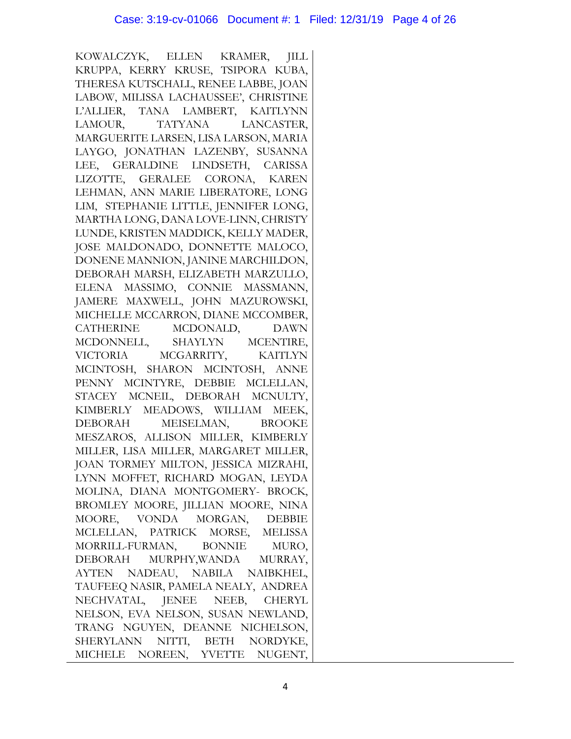KOWALCZYK, ELLEN KRAMER, JILL KRUPPA, KERRY KRUSE, TSIPORA KUBA, THERESA KUTSCHALL, RENEE LABBE, JOAN LABOW, MILISSA LACHAUSSEE', CHRISTINE L'ALLIER, TANA LAMBERT, KAITLYNN LAMOUR, TATYANA LANCASTER, MARGUERITE LARSEN, LISA LARSON, MARIA LAYGO, JONATHAN LAZENBY, SUSANNA LEE, GERALDINE LINDSETH, CARISSA LIZOTTE, GERALEE CORONA, KAREN LEHMAN, ANN MARIE LIBERATORE, LONG LIM, STEPHANIE LITTLE, JENNIFER LONG, MARTHA LONG, DANA LOVE-LINN, CHRISTY LUNDE, KRISTEN MADDICK, KELLY MADER, JOSE MALDONADO, DONNETTE MALOCO, DONENE MANNION, JANINE MARCHILDON, DEBORAH MARSH, ELIZABETH MARZULLO, ELENA MASSIMO, CONNIE MASSMANN, JAMERE MAXWELL, JOHN MAZUROWSKI, MICHELLE MCCARRON, DIANE MCCOMBER, CATHERINE MCDONALD, DAWN MCDONNELL, SHAYLYN MCENTIRE, VICTORIA MCGARRITY, KAITLYN MCINTOSH, SHARON MCINTOSH, ANNE PENNY MCINTYRE, DEBBIE MCLELLAN, STACEY MCNEIL, DEBORAH MCNULTY, KIMBERLY MEADOWS, WILLIAM MEEK, DEBORAH MEISELMAN, BROOKE MESZAROS, ALLISON MILLER, KIMBERLY MILLER, LISA MILLER, MARGARET MILLER, JOAN TORMEY MILTON, JESSICA MIZRAHI, LYNN MOFFET, RICHARD MOGAN, LEYDA MOLINA, DIANA MONTGOMERY- BROCK, BROMLEY MOORE, JILLIAN MOORE, NINA MOORE, VONDA MORGAN, DEBBIE MCLELLAN, PATRICK MORSE, MELISSA MORRILL-FURMAN, BONNIE MURO, DEBORAH MURPHY,WANDA MURRAY, AYTEN NADEAU, NABILA NAIBKHEL, TAUFEEQ NASIR, PAMELA NEALY, ANDREA NECHVATAL, JENEE NEEB, CHERYL NELSON, EVA NELSON, SUSAN NEWLAND, TRANG NGUYEN, DEANNE NICHELSON, SHERYLANN NITTI, BETH NORDYKE, MICHELE NOREEN, YVETTE NUGENT,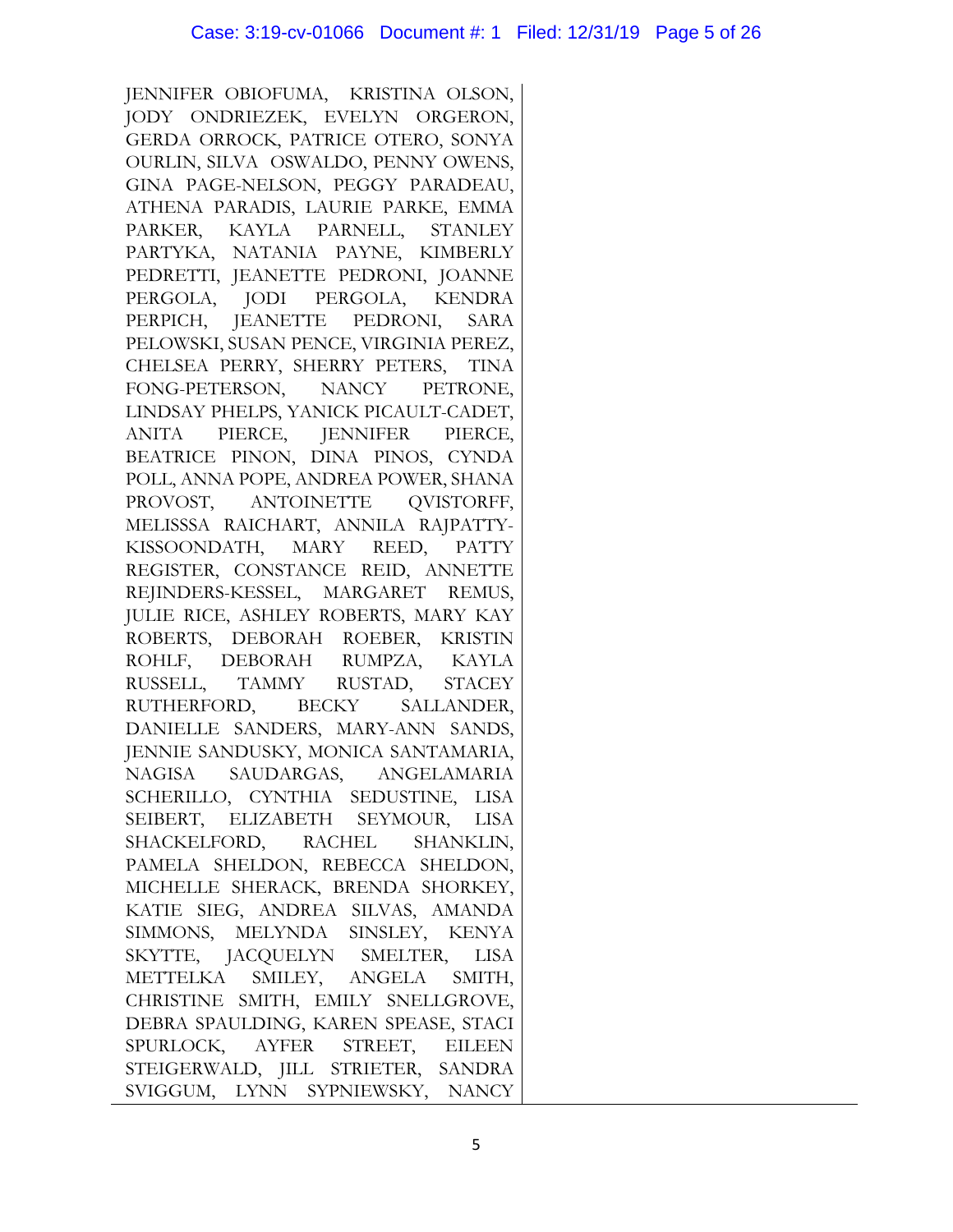JENNIFER OBIOFUMA, KRISTINA OLSON, JODY ONDRIEZEK, EVELYN ORGERON, GERDA ORROCK, PATRICE OTERO, SONYA OURLIN, SILVA OSWALDO, PENNY OWENS, GINA PAGE-NELSON, PEGGY PARADEAU, ATHENA PARADIS, LAURIE PARKE, EMMA PARKER, KAYLA PARNELL, STANLEY PARTYKA, NATANIA PAYNE, KIMBERLY PEDRETTI, JEANETTE PEDRONI, JOANNE PERGOLA, JODI PERGOLA, KENDRA PERPICH, JEANETTE PEDRONI, SARA PELOWSKI, SUSAN PENCE, VIRGINIA PEREZ, CHELSEA PERRY, SHERRY PETERS, TINA FONG-PETERSON, NANCY PETRONE, LINDSAY PHELPS, YANICK PICAULT-CADET, ANITA PIERCE, JENNIFER PIERCE, BEATRICE PINON, DINA PINOS, CYNDA POLL, ANNA POPE, ANDREA POWER, SHANA PROVOST, ANTOINETTE QVISTORFF, MELISSSA RAICHART, ANNILA RAJPATTY-KISSOONDATH, MARY REED, PATTY REGISTER, CONSTANCE REID, ANNETTE REJINDERS-KESSEL, MARGARET REMUS, JULIE RICE, ASHLEY ROBERTS, MARY KAY ROBERTS, DEBORAH ROEBER, KRISTIN ROHLF, DEBORAH RUMPZA, KAYLA RUSSELL, TAMMY RUSTAD, STACEY RUTHERFORD, BECKY SALLANDER, DANIELLE SANDERS, MARY-ANN SANDS, JENNIE SANDUSKY, MONICA SANTAMARIA, NAGISA SAUDARGAS, ANGELAMARIA SCHERILLO, CYNTHIA SEDUSTINE, LISA SEIBERT, ELIZABETH SEYMOUR, LISA SHACKELFORD, RACHEL SHANKLIN, PAMELA SHELDON, REBECCA SHELDON, MICHELLE SHERACK, BRENDA SHORKEY, KATIE SIEG, ANDREA SILVAS, AMANDA SIMMONS, MELYNDA SINSLEY, KENYA SKYTTE, JACQUELYN SMELTER, LISA METTELKA SMILEY, ANGELA SMITH, CHRISTINE SMITH, EMILY SNELLGROVE, DEBRA SPAULDING, KAREN SPEASE, STACI SPURLOCK, AYFER STREET, EILEEN STEIGERWALD, JILL STRIETER, SANDRA SVIGGUM, LYNN SYPNIEWSKY, NANCY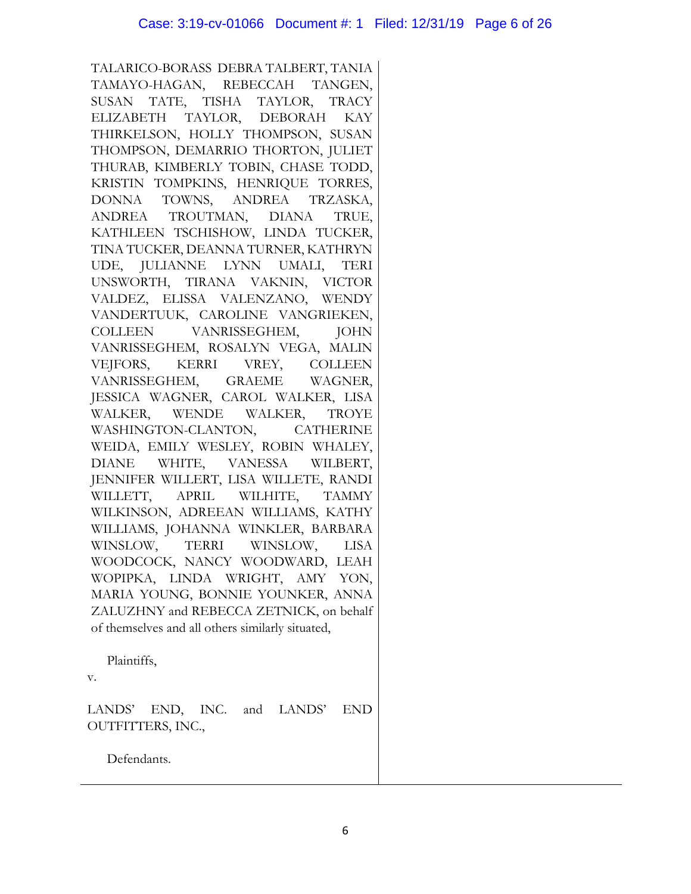TALARICO-BORASS DEBRA TALBERT, TANIA TAMAYO-HAGAN, REBECCAH TANGEN, SUSAN TATE, TISHA TAYLOR, TRACY ELIZABETH TAYLOR, DEBORAH KAY THIRKELSON, HOLLY THOMPSON, SUSAN THOMPSON, DEMARRIO THORTON, JULIET THURAB, KIMBERLY TOBIN, CHASE TODD, KRISTIN TOMPKINS, HENRIQUE TORRES, DONNA TOWNS, ANDREA TRZASKA, ANDREA TROUTMAN, DIANA TRUE, KATHLEEN TSCHISHOW, LINDA TUCKER, TINA TUCKER, DEANNA TURNER, KATHRYN UDE, JULIANNE LYNN UMALI, TERI UNSWORTH, TIRANA VAKNIN, VICTOR VALDEZ, ELISSA VALENZANO, WENDY VANDERTUUK, CAROLINE VANGRIEKEN, COLLEEN VANRISSEGHEM, JOHN VANRISSEGHEM, ROSALYN VEGA, MALIN VEJFORS, KERRI VREY, COLLEEN VANRISSEGHEM, GRAEME WAGNER, JESSICA WAGNER, CAROL WALKER, LISA WALKER, WENDE WALKER, TROYE WASHINGTON-CLANTON, CATHERINE WEIDA, EMILY WESLEY, ROBIN WHALEY, DIANE WHITE, VANESSA WILBERT, JENNIFER WILLERT, LISA WILLETE, RANDI WILLETT, APRIL WILHITE, TAMMY WILKINSON, ADREEAN WILLIAMS, KATHY WILLIAMS, JOHANNA WINKLER, BARBARA WINSLOW, TERRI WINSLOW, LISA WOODCOCK, NANCY WOODWARD, LEAH WOPIPKA, LINDA WRIGHT, AMY YON, MARIA YOUNG, BONNIE YOUNKER, ANNA ZALUZHNY and REBECCA ZETNICK, on behalf of themselves and all others similarly situated,

Plaintiffs,

v.

LANDS' END, INC. and LANDS' END OUTFITTERS, INC.,

Defendants.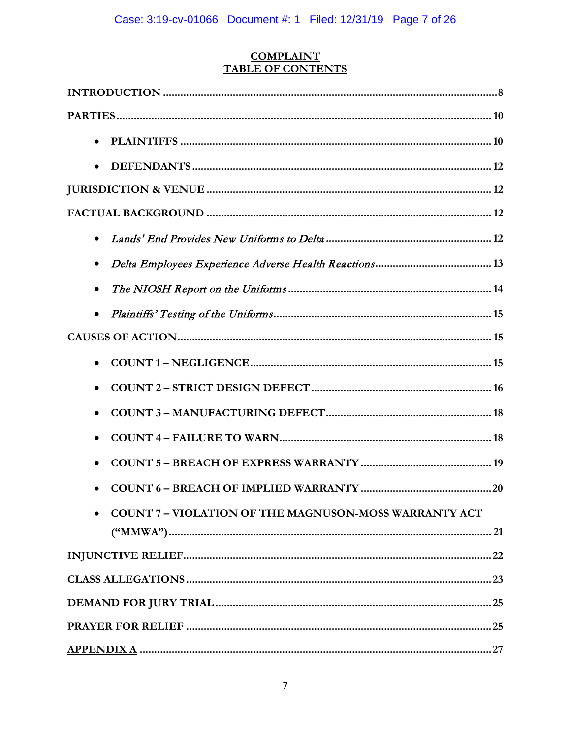## COMPLAINT
## TABLE OF CONTENTS

**INTRODUCTION** .......... 8

**PARTIES** .......... 10

- **PLAINTIFFS** .......... 10
- **DEFENDANTS** .......... 12

**JURISDICTION & VENUE** .......... 12

**FACTUAL BACKGROUND** .......... 12

- *Lands' End Provides New Uniforms to Delta* .......... 12
- *Delta Employees Experience Adverse Health Reactions* .......... 13
- *The NIOSH Report on the Uniforms* .......... 14
- *Plaintiffs' Testing of the Uniforms* .......... 15

**CAUSES OF ACTION** .......... 15

- **COUNT 1 – NEGLIGENCE** .......... 15
- **COUNT 2 – STRICT DESIGN DEFECT** .......... 16
- **COUNT 3 – MANUFACTURING DEFECT** .......... 18
- **COUNT 4 – FAILURE TO WARN** .......... 18
- **COUNT 5 – BREACH OF EXPRESS WARRANTY** .......... 19
- **COUNT 6 – BREACH OF IMPLIED WARRANTY** .......... 20
- **COUNT 7 – VIOLATION OF THE MAGNUSON-MOSS WARRANTY ACT ("MMWA")** .......... 21

**INJUNCTIVE RELIEF** .......... 22

**CLASS ALLEGATIONS** .......... 23

**DEMAND FOR JURY TRIAL** .......... 25

**PRAYER FOR RELIEF** .......... 25

**APPENDIX A** .......... 27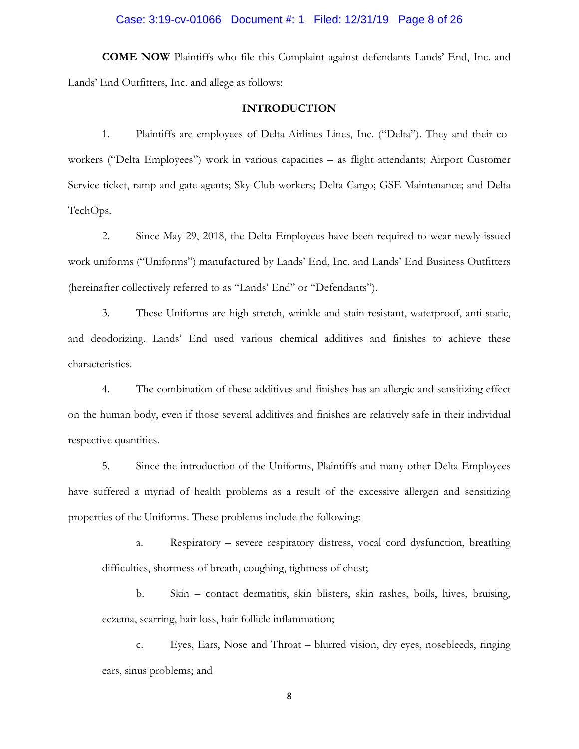**COME NOW** Plaintiffs who file this Complaint against defendants Lands' End, Inc. and Lands' End Outfitters, Inc. and allege as follows:

## INTRODUCTION

1. Plaintiffs are employees of Delta Airlines Lines, Inc. ("Delta"). They and their co-workers ("Delta Employees") work in various capacities – as flight attendants; Airport Customer Service ticket, ramp and gate agents; Sky Club workers; Delta Cargo; GSE Maintenance; and Delta TechOps.

2. Since May 29, 2018, the Delta Employees have been required to wear newly-issued work uniforms ("Uniforms") manufactured by Lands' End, Inc. and Lands' End Business Outfitters (hereinafter collectively referred to as "Lands' End" or "Defendants").

3. These Uniforms are high stretch, wrinkle and stain-resistant, waterproof, anti-static, and deodorizing. Lands' End used various chemical additives and finishes to achieve these characteristics.

4. The combination of these additives and finishes has an allergic and sensitizing effect on the human body, even if those several additives and finishes are relatively safe in their individual respective quantities.

5. Since the introduction of the Uniforms, Plaintiffs and many other Delta Employees have suffered a myriad of health problems as a result of the excessive allergen and sensitizing properties of the Uniforms. These problems include the following:

   a. Respiratory – severe respiratory distress, vocal cord dysfunction, breathing difficulties, shortness of breath, coughing, tightness of chest;

   b. Skin – contact dermatitis, skin blisters, skin rashes, boils, hives, bruising, eczema, scarring, hair loss, hair follicle inflammation;

   c. Eyes, Ears, Nose and Throat – blurred vision, dry eyes, nosebleeds, ringing ears, sinus problems; and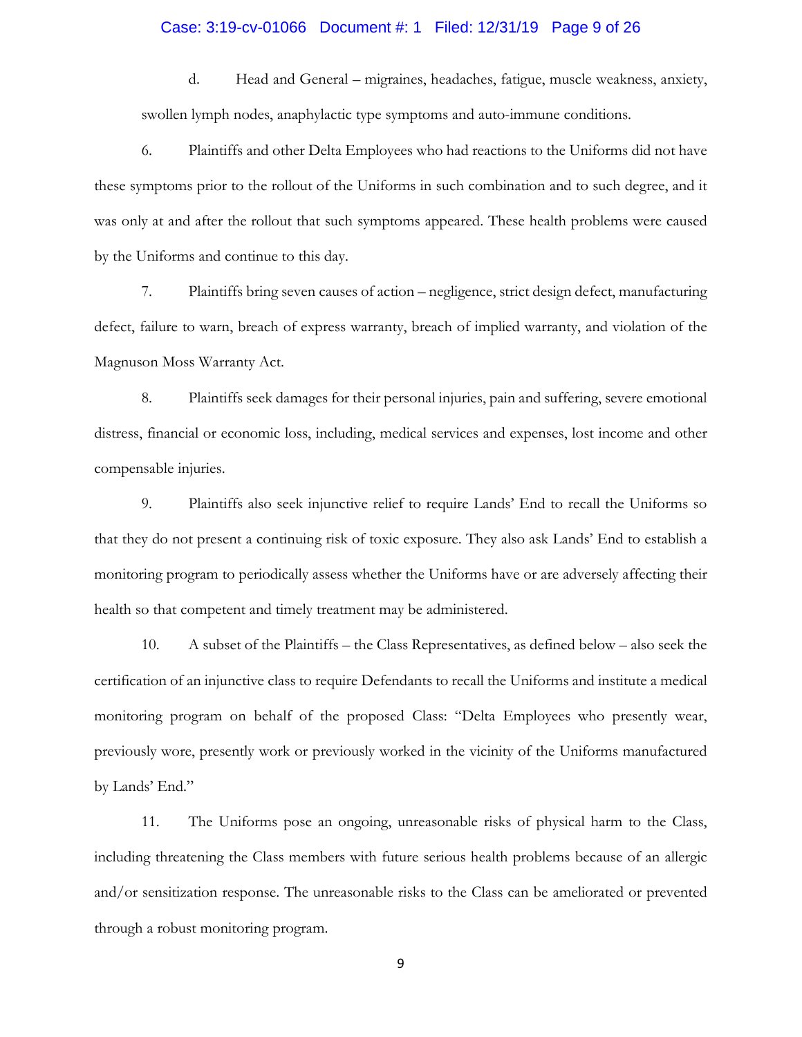d. Head and General – migraines, headaches, fatigue, muscle weakness, anxiety, swollen lymph nodes, anaphylactic type symptoms and auto-immune conditions.

6. Plaintiffs and other Delta Employees who had reactions to the Uniforms did not have these symptoms prior to the rollout of the Uniforms in such combination and to such degree, and it was only at and after the rollout that such symptoms appeared. These health problems were caused by the Uniforms and continue to this day.

7. Plaintiffs bring seven causes of action – negligence, strict design defect, manufacturing defect, failure to warn, breach of express warranty, breach of implied warranty, and violation of the Magnuson Moss Warranty Act.

8. Plaintiffs seek damages for their personal injuries, pain and suffering, severe emotional distress, financial or economic loss, including, medical services and expenses, lost income and other compensable injuries.

9. Plaintiffs also seek injunctive relief to require Lands' End to recall the Uniforms so that they do not present a continuing risk of toxic exposure. They also ask Lands' End to establish a monitoring program to periodically assess whether the Uniforms have or are adversely affecting their health so that competent and timely treatment may be administered.

10. A subset of the Plaintiffs – the Class Representatives, as defined below – also seek the certification of an injunctive class to require Defendants to recall the Uniforms and institute a medical monitoring program on behalf of the proposed Class: "Delta Employees who presently wear, previously wore, presently work or previously worked in the vicinity of the Uniforms manufactured by Lands' End."

11. The Uniforms pose an ongoing, unreasonable risks of physical harm to the Class, including threatening the Class members with future serious health problems because of an allergic and/or sensitization response. The unreasonable risks to the Class can be ameliorated or prevented through a robust monitoring program.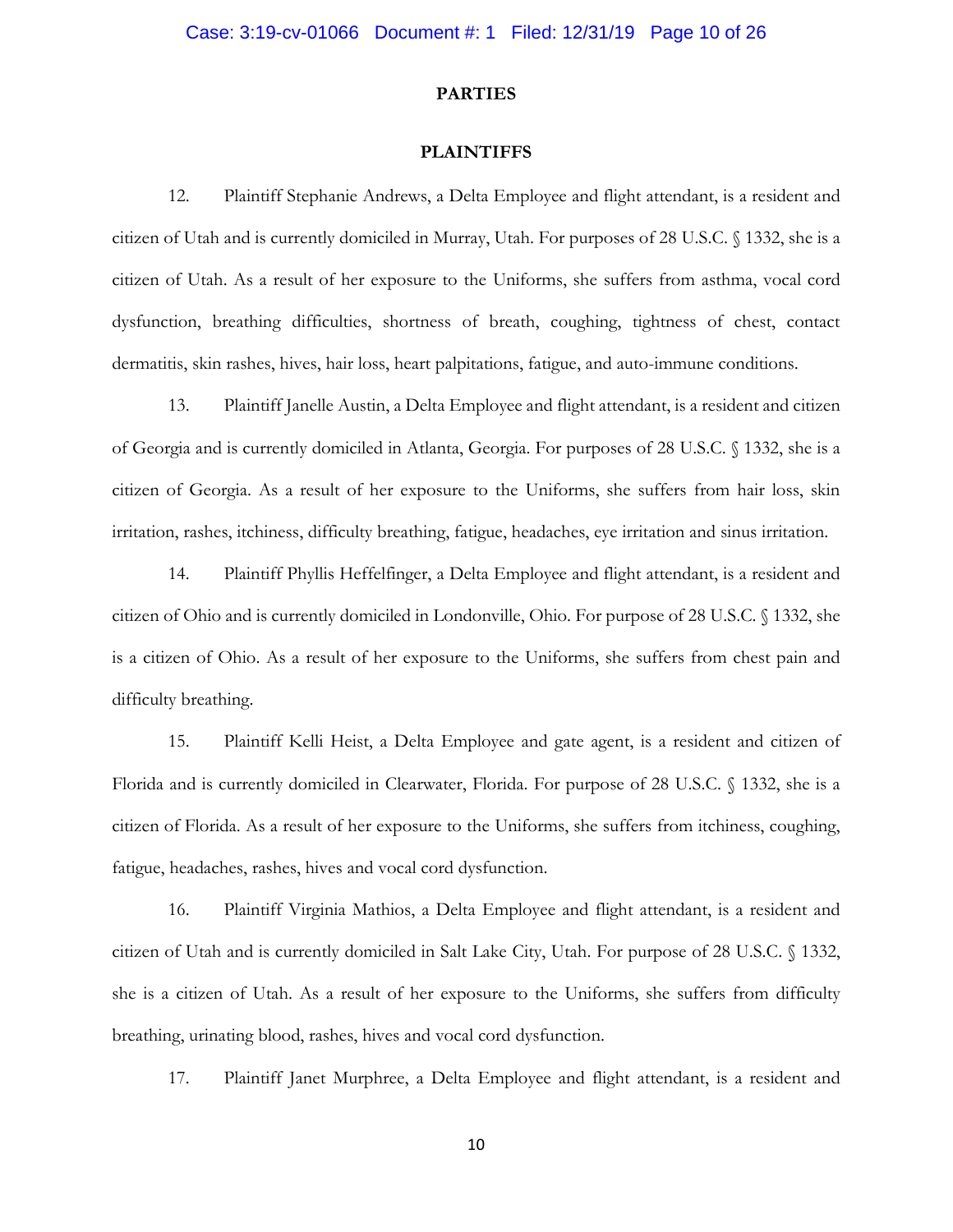## PARTIES

### PLAINTIFFS

12. Plaintiff Stephanie Andrews, a Delta Employee and flight attendant, is a resident and citizen of Utah and is currently domiciled in Murray, Utah. For purposes of 28 U.S.C. § 1332, she is a citizen of Utah. As a result of her exposure to the Uniforms, she suffers from asthma, vocal cord dysfunction, breathing difficulties, shortness of breath, coughing, tightness of chest, contact dermatitis, skin rashes, hives, hair loss, heart palpitations, fatigue, and auto-immune conditions.

13. Plaintiff Janelle Austin, a Delta Employee and flight attendant, is a resident and citizen of Georgia and is currently domiciled in Atlanta, Georgia. For purposes of 28 U.S.C. § 1332, she is a citizen of Georgia. As a result of her exposure to the Uniforms, she suffers from hair loss, skin irritation, rashes, itchiness, difficulty breathing, fatigue, headaches, eye irritation and sinus irritation.

14. Plaintiff Phyllis Heffelfinger, a Delta Employee and flight attendant, is a resident and citizen of Ohio and is currently domiciled in Londonville, Ohio. For purpose of 28 U.S.C. § 1332, she is a citizen of Ohio. As a result of her exposure to the Uniforms, she suffers from chest pain and difficulty breathing.

15. Plaintiff Kelli Heist, a Delta Employee and gate agent, is a resident and citizen of Florida and is currently domiciled in Clearwater, Florida. For purpose of 28 U.S.C. § 1332, she is a citizen of Florida. As a result of her exposure to the Uniforms, she suffers from itchiness, coughing, fatigue, headaches, rashes, hives and vocal cord dysfunction.

16. Plaintiff Virginia Mathios, a Delta Employee and flight attendant, is a resident and citizen of Utah and is currently domiciled in Salt Lake City, Utah. For purpose of 28 U.S.C. § 1332, she is a citizen of Utah. As a result of her exposure to the Uniforms, she suffers from difficulty breathing, urinating blood, rashes, hives and vocal cord dysfunction.

17. Plaintiff Janet Murphree, a Delta Employee and flight attendant, is a resident and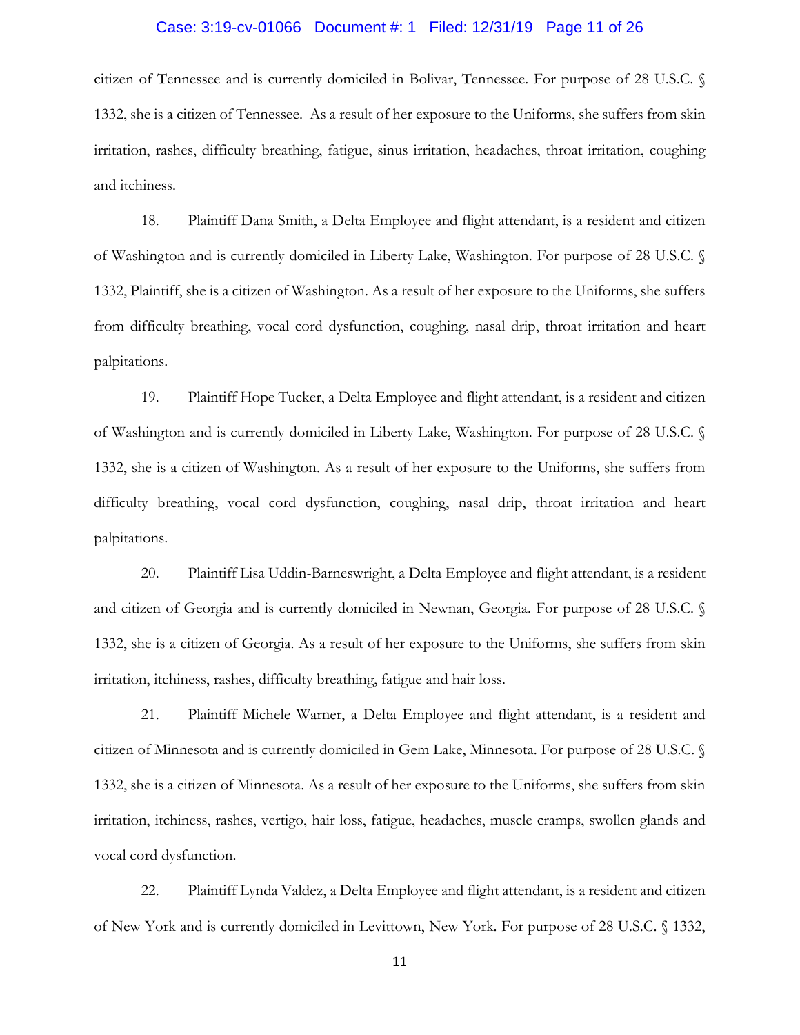citizen of Tennessee and is currently domiciled in Bolivar, Tennessee. For purpose of 28 U.S.C. § 1332, she is a citizen of Tennessee. As a result of her exposure to the Uniforms, she suffers from skin irritation, rashes, difficulty breathing, fatigue, sinus irritation, headaches, throat irritation, coughing and itchiness.

18. Plaintiff Dana Smith, a Delta Employee and flight attendant, is a resident and citizen of Washington and is currently domiciled in Liberty Lake, Washington. For purpose of 28 U.S.C. § 1332, Plaintiff, she is a citizen of Washington. As a result of her exposure to the Uniforms, she suffers from difficulty breathing, vocal cord dysfunction, coughing, nasal drip, throat irritation and heart palpitations.

19. Plaintiff Hope Tucker, a Delta Employee and flight attendant, is a resident and citizen of Washington and is currently domiciled in Liberty Lake, Washington. For purpose of 28 U.S.C. § 1332, she is a citizen of Washington. As a result of her exposure to the Uniforms, she suffers from difficulty breathing, vocal cord dysfunction, coughing, nasal drip, throat irritation and heart palpitations.

20. Plaintiff Lisa Uddin-Barneswright, a Delta Employee and flight attendant, is a resident and citizen of Georgia and is currently domiciled in Newnan, Georgia. For purpose of 28 U.S.C. § 1332, she is a citizen of Georgia. As a result of her exposure to the Uniforms, she suffers from skin irritation, itchiness, rashes, difficulty breathing, fatigue and hair loss.

21. Plaintiff Michele Warner, a Delta Employee and flight attendant, is a resident and citizen of Minnesota and is currently domiciled in Gem Lake, Minnesota. For purpose of 28 U.S.C. § 1332, she is a citizen of Minnesota. As a result of her exposure to the Uniforms, she suffers from skin irritation, itchiness, rashes, vertigo, hair loss, fatigue, headaches, muscle cramps, swollen glands and vocal cord dysfunction.

22. Plaintiff Lynda Valdez, a Delta Employee and flight attendant, is a resident and citizen of New York and is currently domiciled in Levittown, New York. For purpose of 28 U.S.C. § 1332,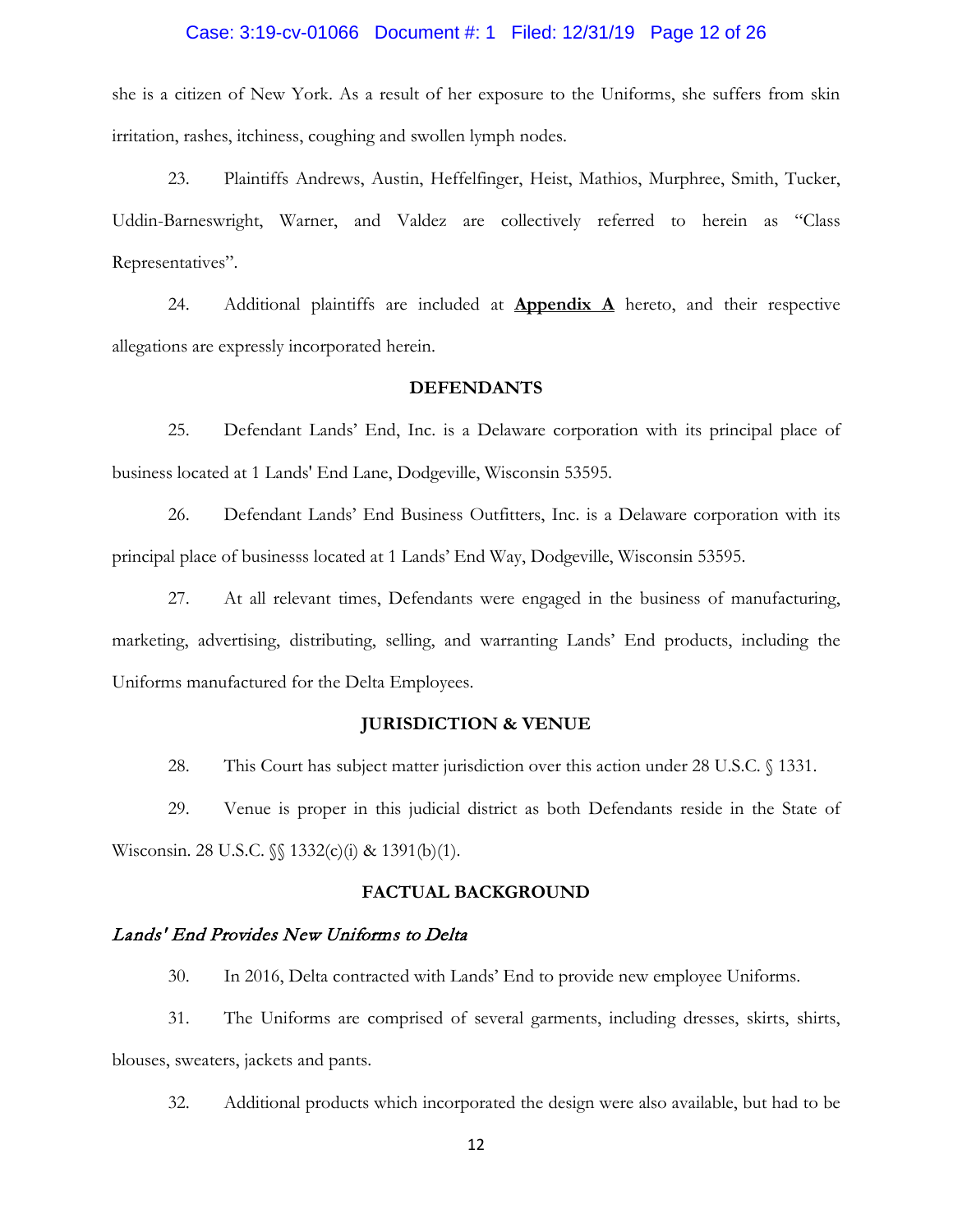she is a citizen of New York. As a result of her exposure to the Uniforms, she suffers from skin irritation, rashes, itchiness, coughing and swollen lymph nodes.

23. Plaintiffs Andrews, Austin, Heffelfinger, Heist, Mathios, Murphree, Smith, Tucker, Uddin-Barneswright, Warner, and Valdez are collectively referred to herein as "Class Representatives".

24. Additional plaintiffs are included at **Appendix A** hereto, and their respective allegations are expressly incorporated herein.

## DEFENDANTS

25. Defendant Lands' End, Inc. is a Delaware corporation with its principal place of business located at 1 Lands' End Lane, Dodgeville, Wisconsin 53595.

26. Defendant Lands' End Business Outfitters, Inc. is a Delaware corporation with its principal place of businesss located at 1 Lands' End Way, Dodgeville, Wisconsin 53595.

27. At all relevant times, Defendants were engaged in the business of manufacturing, marketing, advertising, distributing, selling, and warranting Lands' End products, including the Uniforms manufactured for the Delta Employees.

## JURISDICTION & VENUE

28. This Court has subject matter jurisdiction over this action under 28 U.S.C. § 1331.

29. Venue is proper in this judicial district as both Defendants reside in the State of Wisconsin. 28 U.S.C. §§ 1332(c)(i) & 1391(b)(1).

## FACTUAL BACKGROUND

### *Lands' End Provides New Uniforms to Delta*

30. In 2016, Delta contracted with Lands' End to provide new employee Uniforms.

31. The Uniforms are comprised of several garments, including dresses, skirts, shirts, blouses, sweaters, jackets and pants.

32. Additional products which incorporated the design were also available, but had to be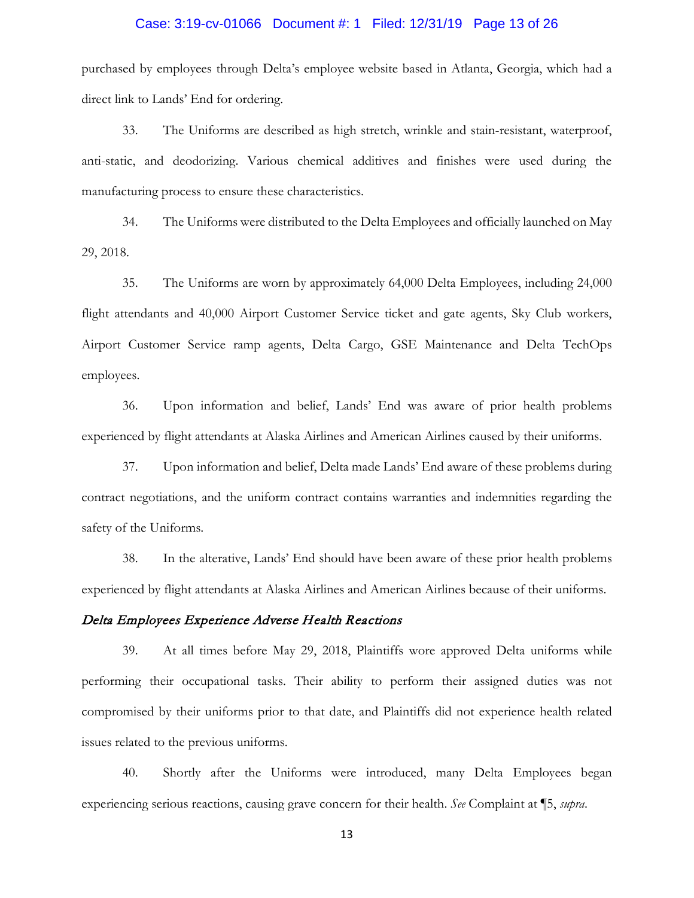purchased by employees through Delta's employee website based in Atlanta, Georgia, which had a direct link to Lands' End for ordering.

33. The Uniforms are described as high stretch, wrinkle and stain-resistant, waterproof, anti-static, and deodorizing. Various chemical additives and finishes were used during the manufacturing process to ensure these characteristics.

34. The Uniforms were distributed to the Delta Employees and officially launched on May 29, 2018.

35. The Uniforms are worn by approximately 64,000 Delta Employees, including 24,000 flight attendants and 40,000 Airport Customer Service ticket and gate agents, Sky Club workers, Airport Customer Service ramp agents, Delta Cargo, GSE Maintenance and Delta TechOps employees.

36. Upon information and belief, Lands' End was aware of prior health problems experienced by flight attendants at Alaska Airlines and American Airlines caused by their uniforms.

37. Upon information and belief, Delta made Lands' End aware of these problems during contract negotiations, and the uniform contract contains warranties and indemnities regarding the safety of the Uniforms.

38. In the alterative, Lands' End should have been aware of these prior health problems experienced by flight attendants at Alaska Airlines and American Airlines because of their uniforms.

*Delta Employees Experience Adverse Health Reactions*

39. At all times before May 29, 2018, Plaintiffs wore approved Delta uniforms while performing their occupational tasks. Their ability to perform their assigned duties was not compromised by their uniforms prior to that date, and Plaintiffs did not experience health related issues related to the previous uniforms.

40. Shortly after the Uniforms were introduced, many Delta Employees began experiencing serious reactions, causing grave concern for their health. *See* Complaint at ¶5, *supra*.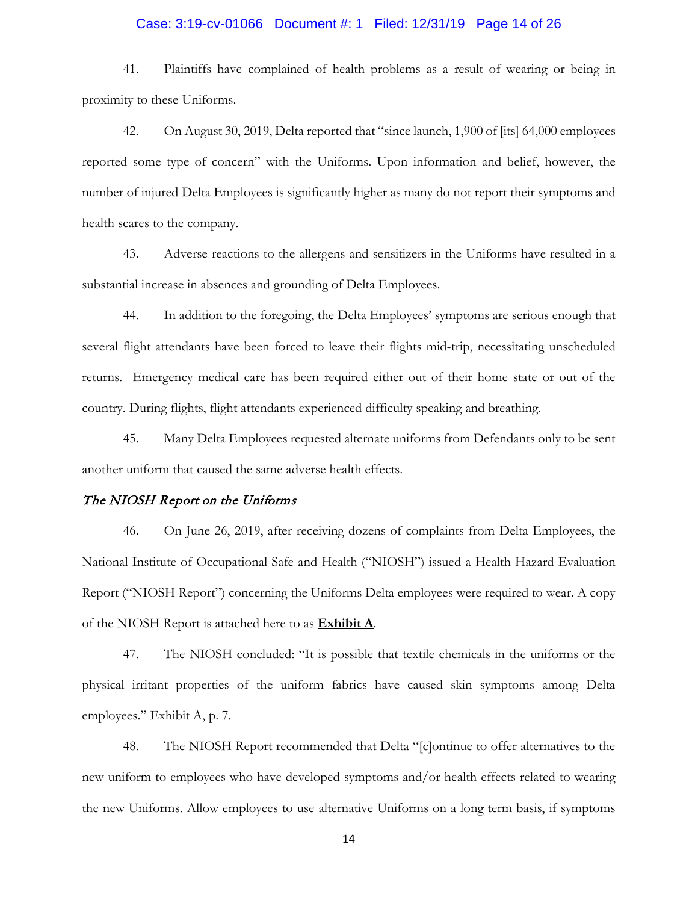41. Plaintiffs have complained of health problems as a result of wearing or being in proximity to these Uniforms.

42. On August 30, 2019, Delta reported that "since launch, 1,900 of [its] 64,000 employees reported some type of concern" with the Uniforms. Upon information and belief, however, the number of injured Delta Employees is significantly higher as many do not report their symptoms and health scares to the company.

43. Adverse reactions to the allergens and sensitizers in the Uniforms have resulted in a substantial increase in absences and grounding of Delta Employees.

44. In addition to the foregoing, the Delta Employees' symptoms are serious enough that several flight attendants have been forced to leave their flights mid-trip, necessitating unscheduled returns. Emergency medical care has been required either out of their home state or out of the country. During flights, flight attendants experienced difficulty speaking and breathing.

45. Many Delta Employees requested alternate uniforms from Defendants only to be sent another uniform that caused the same adverse health effects.

### *The NIOSH Report on the Uniforms*

46. On June 26, 2019, after receiving dozens of complaints from Delta Employees, the National Institute of Occupational Safe and Health ("NIOSH") issued a Health Hazard Evaluation Report ("NIOSH Report") concerning the Uniforms Delta employees were required to wear. A copy of the NIOSH Report is attached here to as **Exhibit A**.

47. The NIOSH concluded: "It is possible that textile chemicals in the uniforms or the physical irritant properties of the uniform fabrics have caused skin symptoms among Delta employees." Exhibit A, p. 7.

48. The NIOSH Report recommended that Delta "[c]ontinue to offer alternatives to the new uniform to employees who have developed symptoms and/or health effects related to wearing the new Uniforms. Allow employees to use alternative Uniforms on a long term basis, if symptoms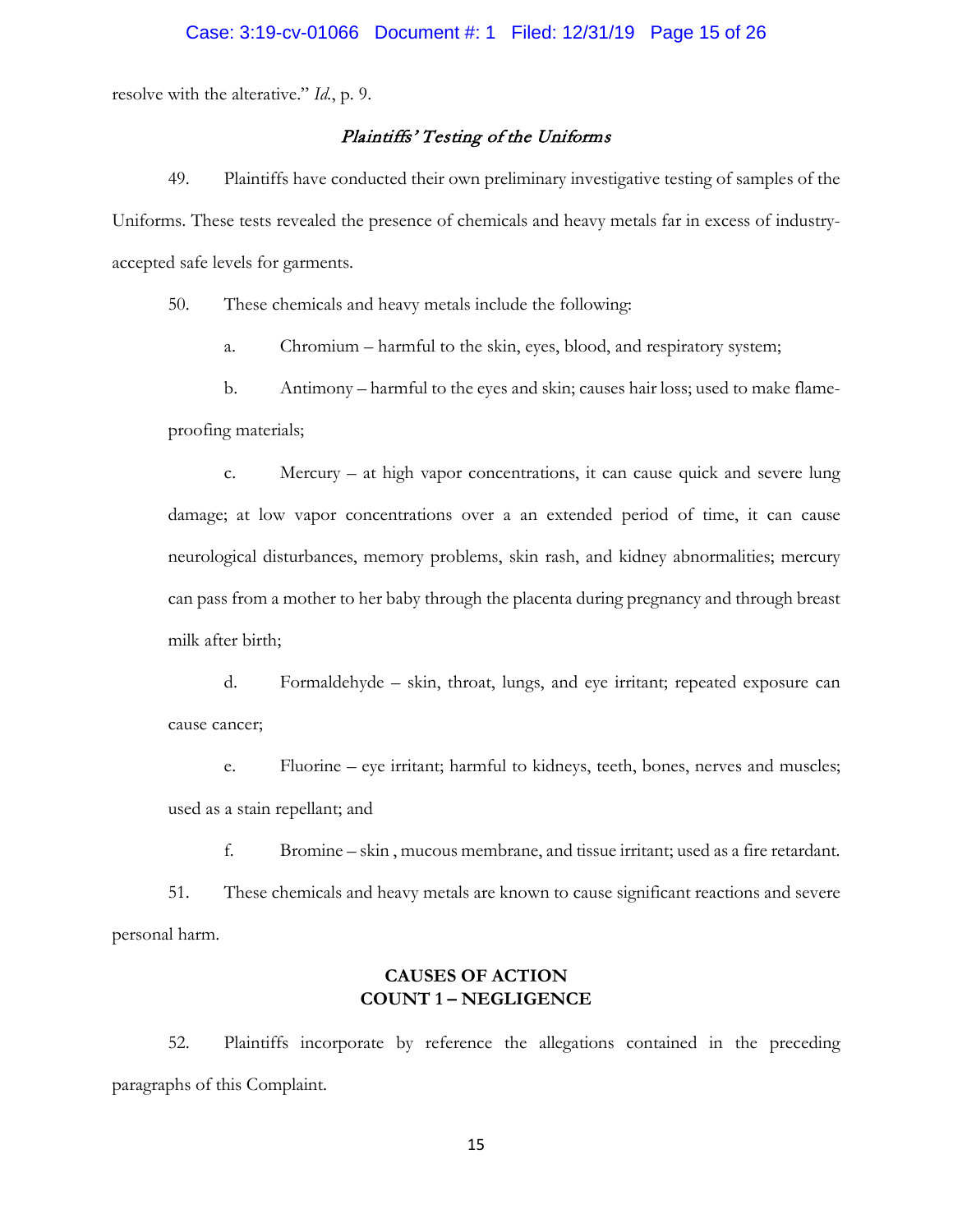resolve with the alterative." *Id.*, p. 9.

### *Plaintiffs' Testing of the Uniforms*

49. Plaintiffs have conducted their own preliminary investigative testing of samples of the Uniforms. These tests revealed the presence of chemicals and heavy metals far in excess of industry-accepted safe levels for garments.

50. These chemicals and heavy metals include the following:

a. Chromium – harmful to the skin, eyes, blood, and respiratory system;

b. Antimony – harmful to the eyes and skin; causes hair loss; used to make flame-proofing materials;

c. Mercury – at high vapor concentrations, it can cause quick and severe lung damage; at low vapor concentrations over a an extended period of time, it can cause neurological disturbances, memory problems, skin rash, and kidney abnormalities; mercury can pass from a mother to her baby through the placenta during pregnancy and through breast milk after birth;

d. Formaldehyde – skin, throat, lungs, and eye irritant; repeated exposure can cause cancer;

e. Fluorine – eye irritant; harmful to kidneys, teeth, bones, nerves and muscles; used as a stain repellant; and

f. Bromine – skin , mucous membrane, and tissue irritant; used as a fire retardant.

51. These chemicals and heavy metals are known to cause significant reactions and severe personal harm.

## CAUSES OF ACTION
## COUNT 1 – NEGLIGENCE

52. Plaintiffs incorporate by reference the allegations contained in the preceding paragraphs of this Complaint.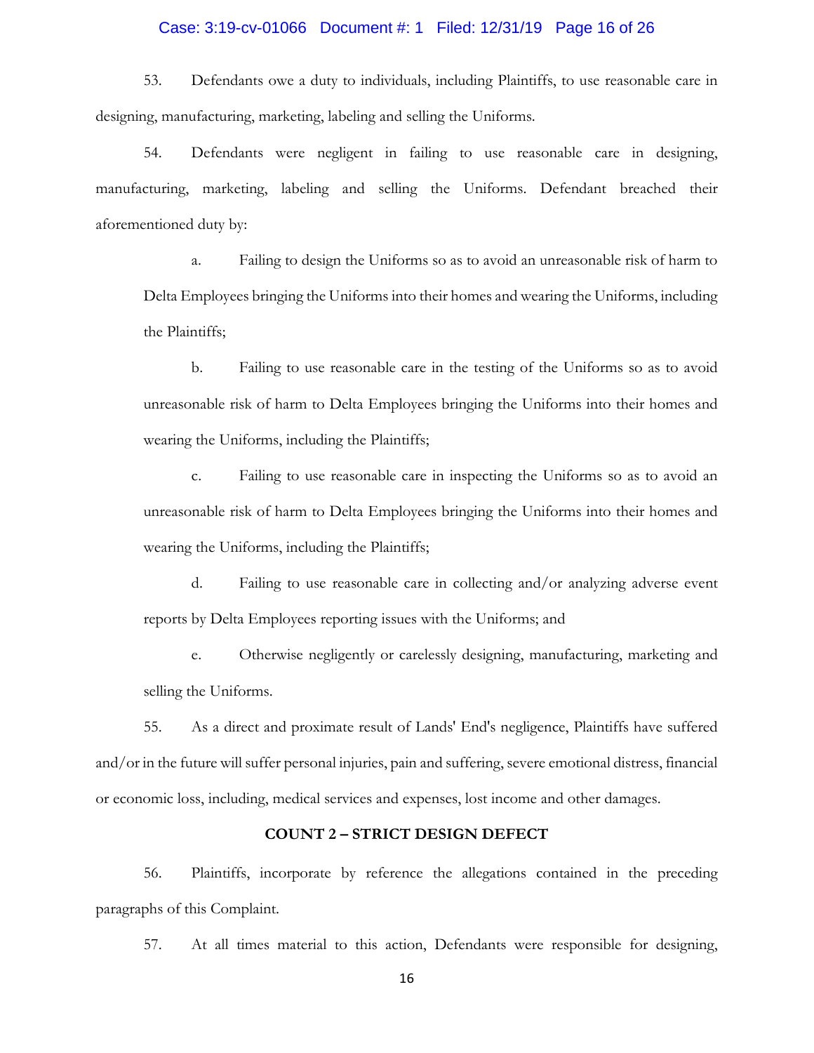53. Defendants owe a duty to individuals, including Plaintiffs, to use reasonable care in designing, manufacturing, marketing, labeling and selling the Uniforms.

54. Defendants were negligent in failing to use reasonable care in designing, manufacturing, marketing, labeling and selling the Uniforms. Defendant breached their aforementioned duty by:

> a. Failing to design the Uniforms so as to avoid an unreasonable risk of harm to Delta Employees bringing the Uniforms into their homes and wearing the Uniforms, including the Plaintiffs;
>
> b. Failing to use reasonable care in the testing of the Uniforms so as to avoid unreasonable risk of harm to Delta Employees bringing the Uniforms into their homes and wearing the Uniforms, including the Plaintiffs;
>
> c. Failing to use reasonable care in inspecting the Uniforms so as to avoid an unreasonable risk of harm to Delta Employees bringing the Uniforms into their homes and wearing the Uniforms, including the Plaintiffs;
>
> d. Failing to use reasonable care in collecting and/or analyzing adverse event reports by Delta Employees reporting issues with the Uniforms; and
>
> e. Otherwise negligently or carelessly designing, manufacturing, marketing and selling the Uniforms.

55. As a direct and proximate result of Lands' End's negligence, Plaintiffs have suffered and/or in the future will suffer personal injuries, pain and suffering, severe emotional distress, financial or economic loss, including, medical services and expenses, lost income and other damages.

**COUNT 2 – STRICT DESIGN DEFECT**

56. Plaintiffs, incorporate by reference the allegations contained in the preceding paragraphs of this Complaint.

57. At all times material to this action, Defendants were responsible for designing,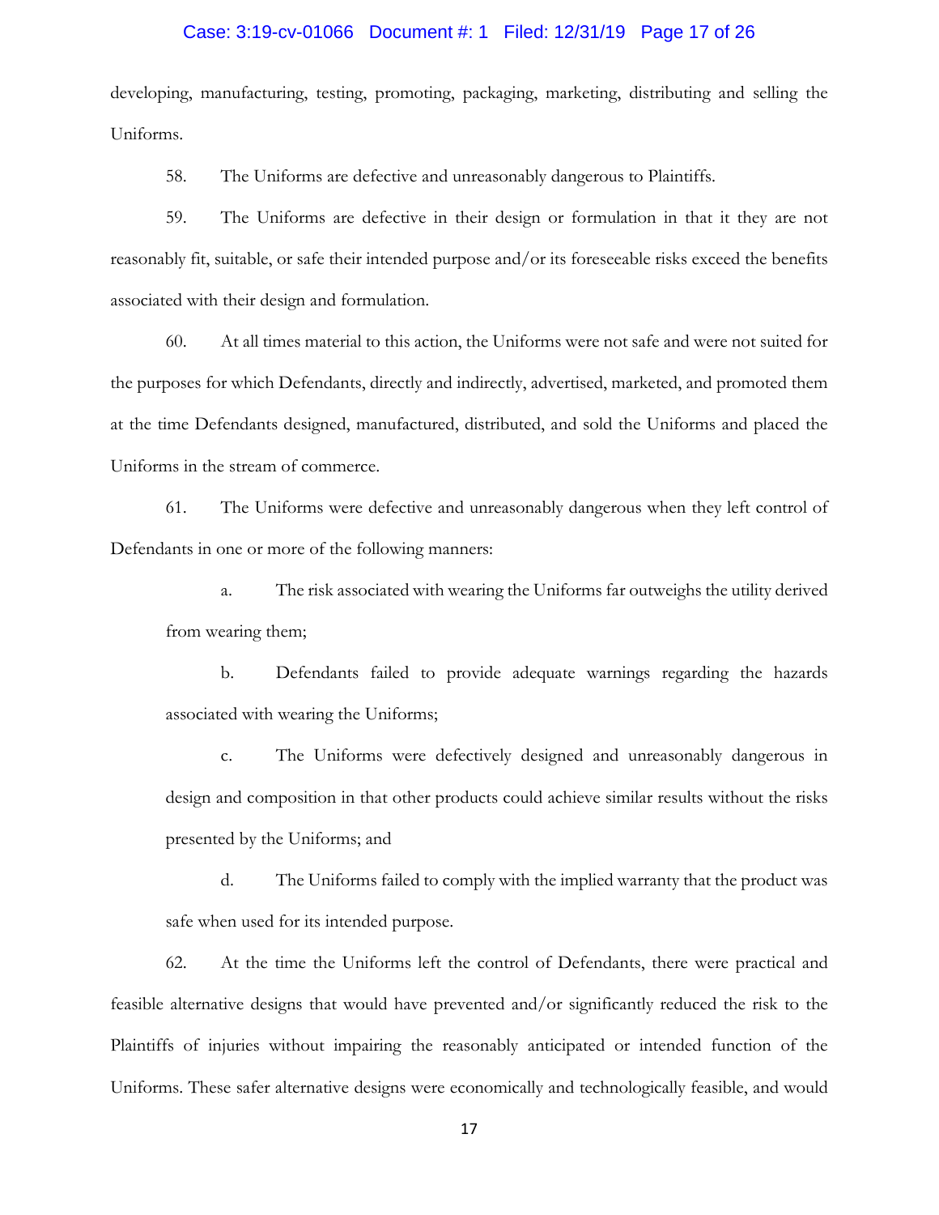developing, manufacturing, testing, promoting, packaging, marketing, distributing and selling the Uniforms.

58. The Uniforms are defective and unreasonably dangerous to Plaintiffs.

59. The Uniforms are defective in their design or formulation in that it they are not reasonably fit, suitable, or safe their intended purpose and/or its foreseeable risks exceed the benefits associated with their design and formulation.

60. At all times material to this action, the Uniforms were not safe and were not suited for the purposes for which Defendants, directly and indirectly, advertised, marketed, and promoted them at the time Defendants designed, manufactured, distributed, and sold the Uniforms and placed the Uniforms in the stream of commerce.

61. The Uniforms were defective and unreasonably dangerous when they left control of Defendants in one or more of the following manners:

a. The risk associated with wearing the Uniforms far outweighs the utility derived from wearing them;

b. Defendants failed to provide adequate warnings regarding the hazards associated with wearing the Uniforms;

c. The Uniforms were defectively designed and unreasonably dangerous in design and composition in that other products could achieve similar results without the risks presented by the Uniforms; and

d. The Uniforms failed to comply with the implied warranty that the product was safe when used for its intended purpose.

62. At the time the Uniforms left the control of Defendants, there were practical and feasible alternative designs that would have prevented and/or significantly reduced the risk to the Plaintiffs of injuries without impairing the reasonably anticipated or intended function of the Uniforms. These safer alternative designs were economically and technologically feasible, and would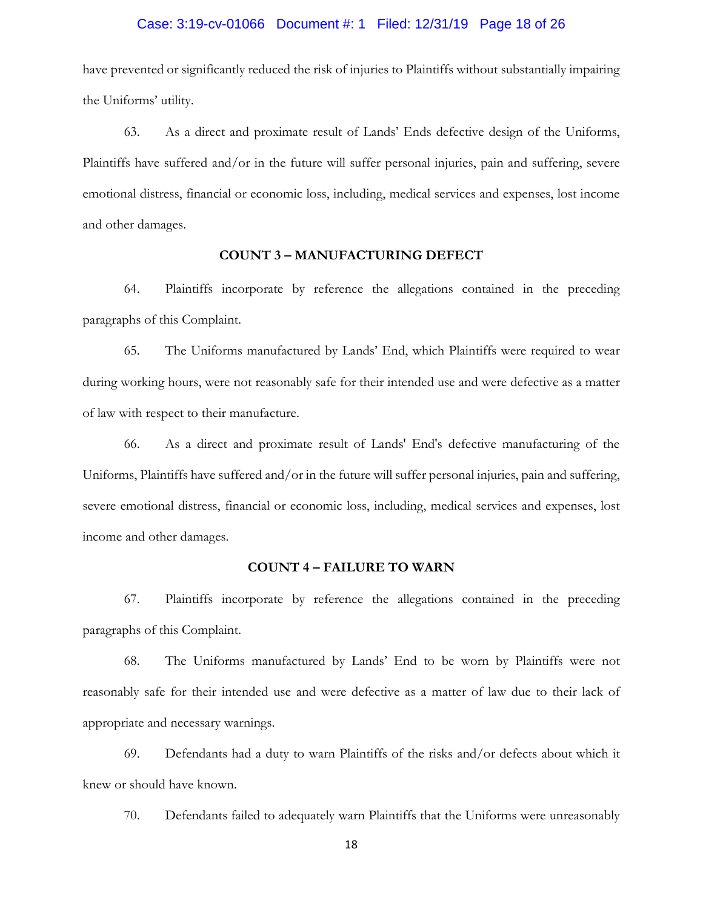have prevented or significantly reduced the risk of injuries to Plaintiffs without substantially impairing the Uniforms' utility.

63. As a direct and proximate result of Lands' Ends defective design of the Uniforms, Plaintiffs have suffered and/or in the future will suffer personal injuries, pain and suffering, severe emotional distress, financial or economic loss, including, medical services and expenses, lost income and other damages.

**COUNT 3 – MANUFACTURING DEFECT**

64. Plaintiffs incorporate by reference the allegations contained in the preceding paragraphs of this Complaint.

65. The Uniforms manufactured by Lands' End, which Plaintiffs were required to wear during working hours, were not reasonably safe for their intended use and were defective as a matter of law with respect to their manufacture.

66. As a direct and proximate result of Lands' End's defective manufacturing of the Uniforms, Plaintiffs have suffered and/or in the future will suffer personal injuries, pain and suffering, severe emotional distress, financial or economic loss, including, medical services and expenses, lost income and other damages.

**COUNT 4 – FAILURE TO WARN**

67. Plaintiffs incorporate by reference the allegations contained in the preceding paragraphs of this Complaint.

68. The Uniforms manufactured by Lands' End to be worn by Plaintiffs were not reasonably safe for their intended use and were defective as a matter of law due to their lack of appropriate and necessary warnings.

69. Defendants had a duty to warn Plaintiffs of the risks and/or defects about which it knew or should have known.

70. Defendants failed to adequately warn Plaintiffs that the Uniforms were unreasonably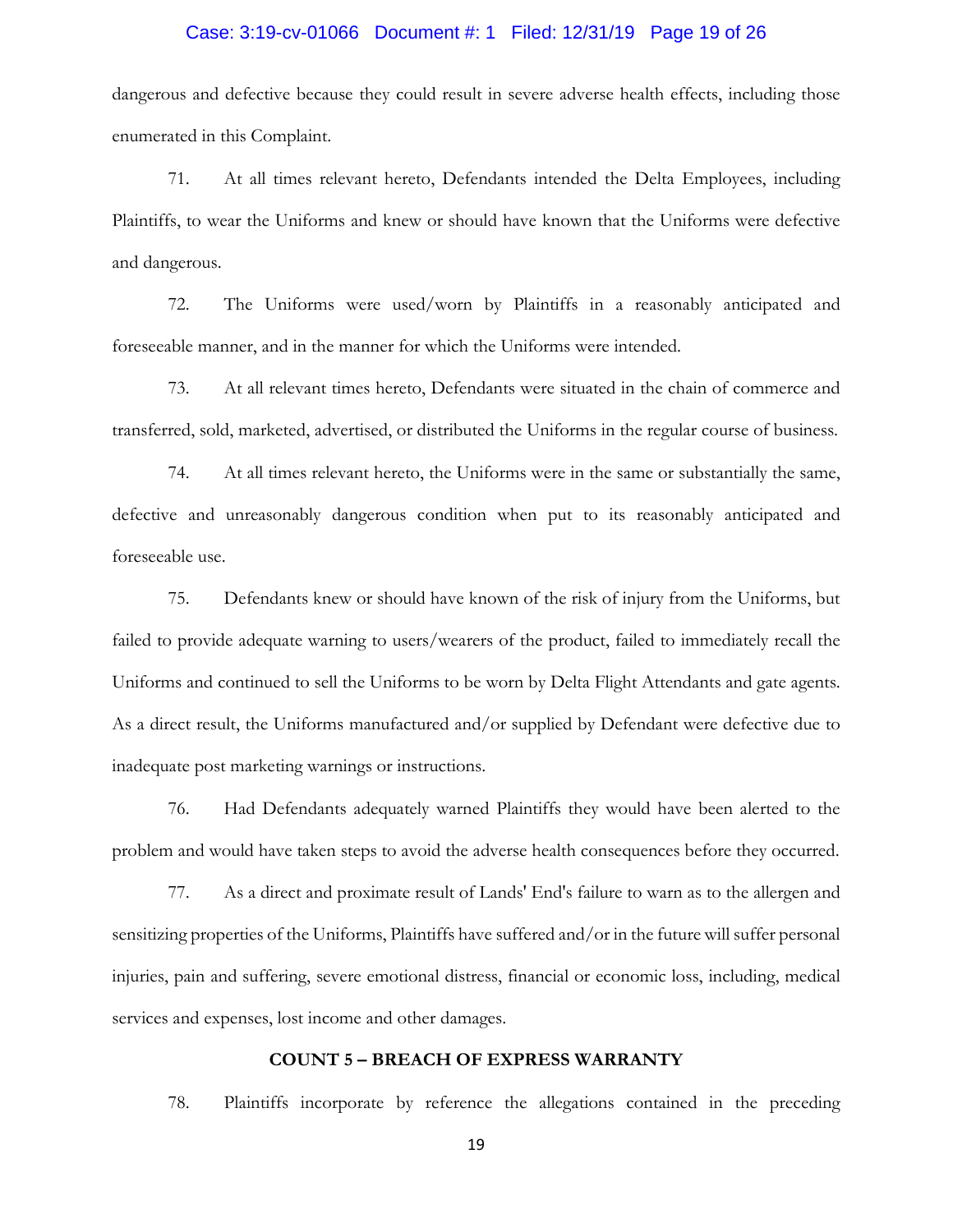dangerous and defective because they could result in severe adverse health effects, including those enumerated in this Complaint.

71. At all times relevant hereto, Defendants intended the Delta Employees, including Plaintiffs, to wear the Uniforms and knew or should have known that the Uniforms were defective and dangerous.

72. The Uniforms were used/worn by Plaintiffs in a reasonably anticipated and foreseeable manner, and in the manner for which the Uniforms were intended.

73. At all relevant times hereto, Defendants were situated in the chain of commerce and transferred, sold, marketed, advertised, or distributed the Uniforms in the regular course of business.

74. At all times relevant hereto, the Uniforms were in the same or substantially the same, defective and unreasonably dangerous condition when put to its reasonably anticipated and foreseeable use.

75. Defendants knew or should have known of the risk of injury from the Uniforms, but failed to provide adequate warning to users/wearers of the product, failed to immediately recall the Uniforms and continued to sell the Uniforms to be worn by Delta Flight Attendants and gate agents. As a direct result, the Uniforms manufactured and/or supplied by Defendant were defective due to inadequate post marketing warnings or instructions.

76. Had Defendants adequately warned Plaintiffs they would have been alerted to the problem and would have taken steps to avoid the adverse health consequences before they occurred.

77. As a direct and proximate result of Lands' End's failure to warn as to the allergen and sensitizing properties of the Uniforms, Plaintiffs have suffered and/or in the future will suffer personal injuries, pain and suffering, severe emotional distress, financial or economic loss, including, medical services and expenses, lost income and other damages.

**COUNT 5 – BREACH OF EXPRESS WARRANTY**

78. Plaintiffs incorporate by reference the allegations contained in the preceding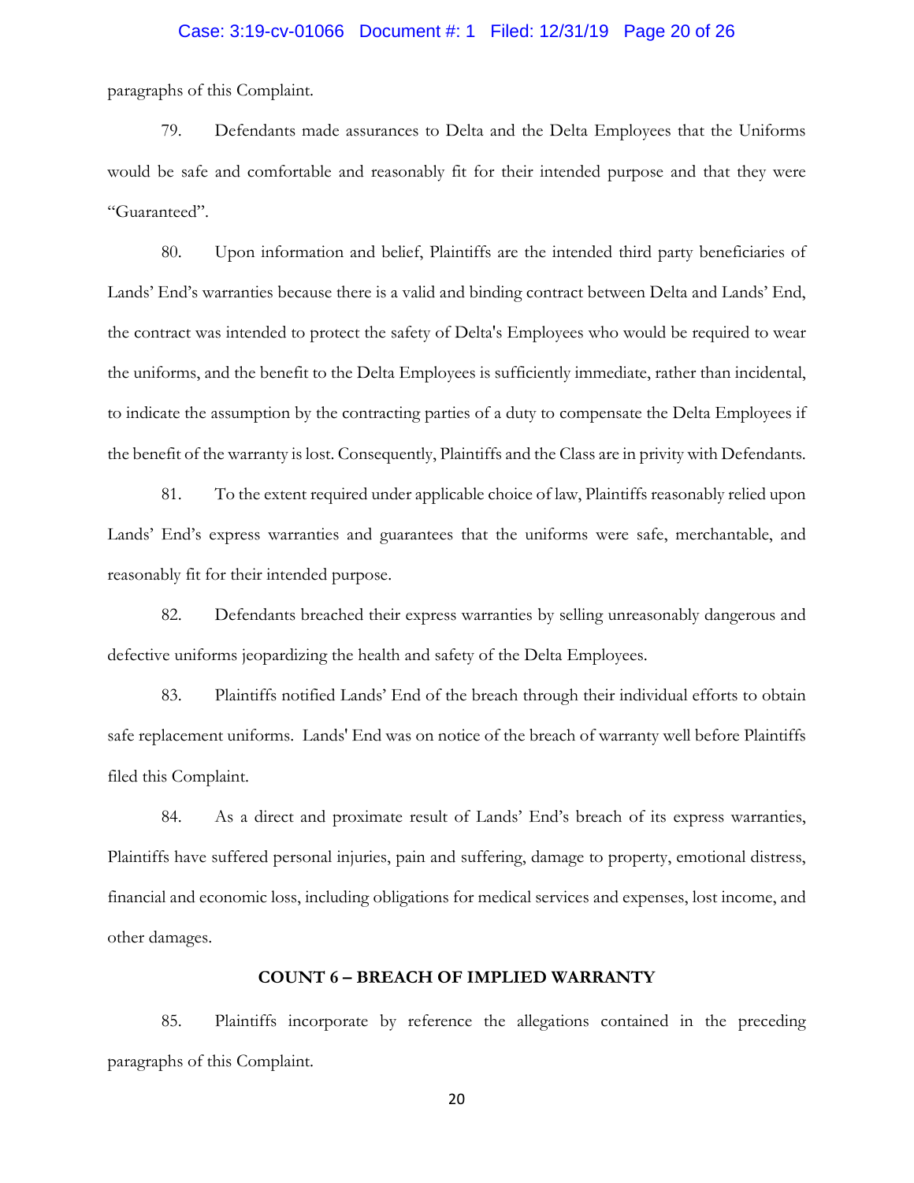paragraphs of this Complaint.

79. Defendants made assurances to Delta and the Delta Employees that the Uniforms would be safe and comfortable and reasonably fit for their intended purpose and that they were "Guaranteed".

80. Upon information and belief, Plaintiffs are the intended third party beneficiaries of Lands' End's warranties because there is a valid and binding contract between Delta and Lands' End, the contract was intended to protect the safety of Delta's Employees who would be required to wear the uniforms, and the benefit to the Delta Employees is sufficiently immediate, rather than incidental, to indicate the assumption by the contracting parties of a duty to compensate the Delta Employees if the benefit of the warranty is lost. Consequently, Plaintiffs and the Class are in privity with Defendants.

81. To the extent required under applicable choice of law, Plaintiffs reasonably relied upon Lands' End's express warranties and guarantees that the uniforms were safe, merchantable, and reasonably fit for their intended purpose.

82. Defendants breached their express warranties by selling unreasonably dangerous and defective uniforms jeopardizing the health and safety of the Delta Employees.

83. Plaintiffs notified Lands' End of the breach through their individual efforts to obtain safe replacement uniforms. Lands' End was on notice of the breach of warranty well before Plaintiffs filed this Complaint.

84. As a direct and proximate result of Lands' End's breach of its express warranties, Plaintiffs have suffered personal injuries, pain and suffering, damage to property, emotional distress, financial and economic loss, including obligations for medical services and expenses, lost income, and other damages.

## COUNT 6 – BREACH OF IMPLIED WARRANTY

85. Plaintiffs incorporate by reference the allegations contained in the preceding paragraphs of this Complaint.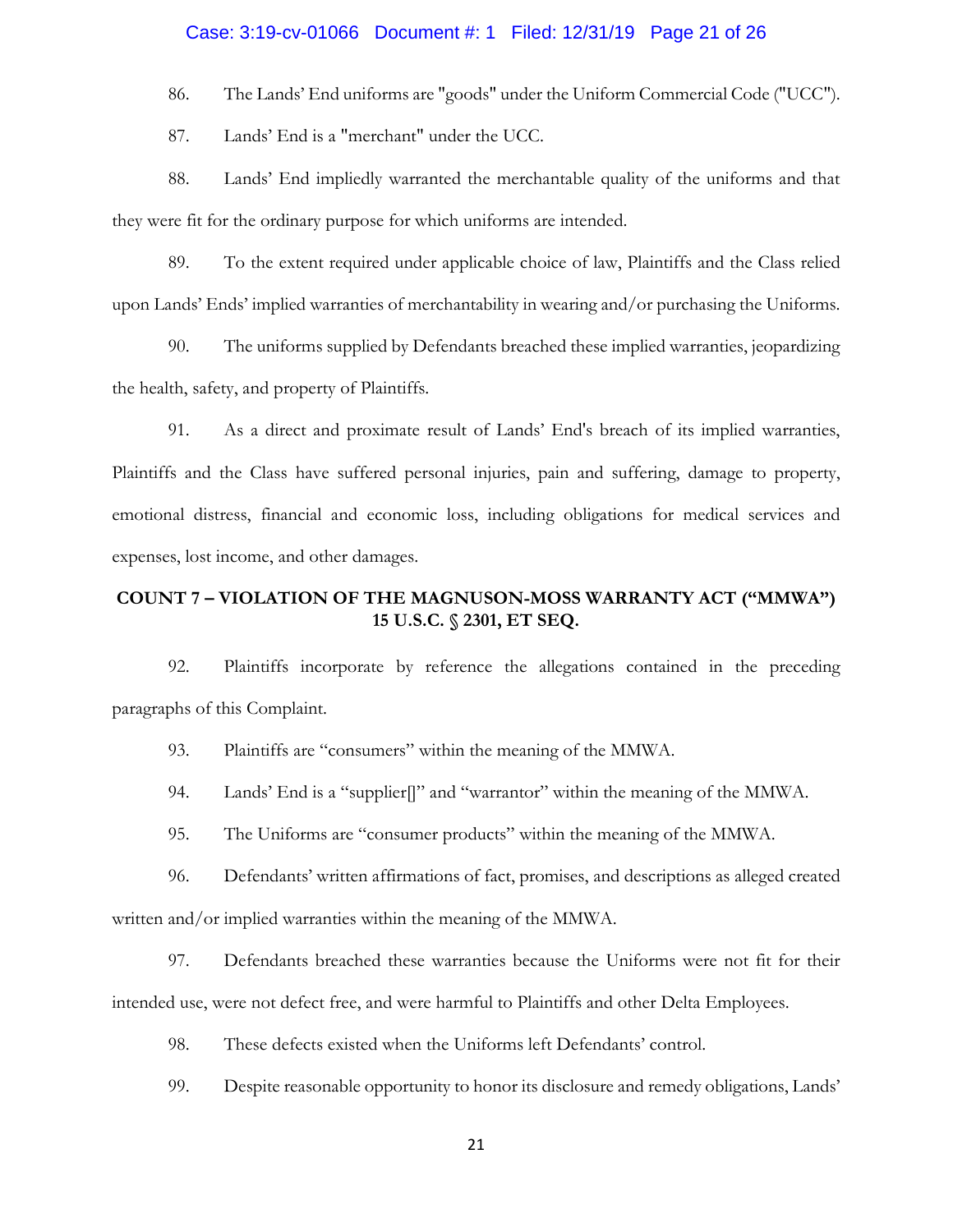86. The Lands' End uniforms are "goods" under the Uniform Commercial Code ("UCC").

87. Lands' End is a "merchant" under the UCC.

88. Lands' End impliedly warranted the merchantable quality of the uniforms and that they were fit for the ordinary purpose for which uniforms are intended.

89. To the extent required under applicable choice of law, Plaintiffs and the Class relied upon Lands' Ends' implied warranties of merchantability in wearing and/or purchasing the Uniforms.

90. The uniforms supplied by Defendants breached these implied warranties, jeopardizing the health, safety, and property of Plaintiffs.

91. As a direct and proximate result of Lands' End's breach of its implied warranties, Plaintiffs and the Class have suffered personal injuries, pain and suffering, damage to property, emotional distress, financial and economic loss, including obligations for medical services and expenses, lost income, and other damages.

## COUNT 7 – VIOLATION OF THE MAGNUSON-MOSS WARRANTY ACT ("MMWA") 15 U.S.C. § 2301, ET SEQ.

92. Plaintiffs incorporate by reference the allegations contained in the preceding paragraphs of this Complaint.

93. Plaintiffs are "consumers" within the meaning of the MMWA.

94. Lands' End is a "supplier[]" and "warrantor" within the meaning of the MMWA.

95. The Uniforms are "consumer products" within the meaning of the MMWA.

96. Defendants' written affirmations of fact, promises, and descriptions as alleged created written and/or implied warranties within the meaning of the MMWA.

97. Defendants breached these warranties because the Uniforms were not fit for their intended use, were not defect free, and were harmful to Plaintiffs and other Delta Employees.

98. These defects existed when the Uniforms left Defendants' control.

99. Despite reasonable opportunity to honor its disclosure and remedy obligations, Lands'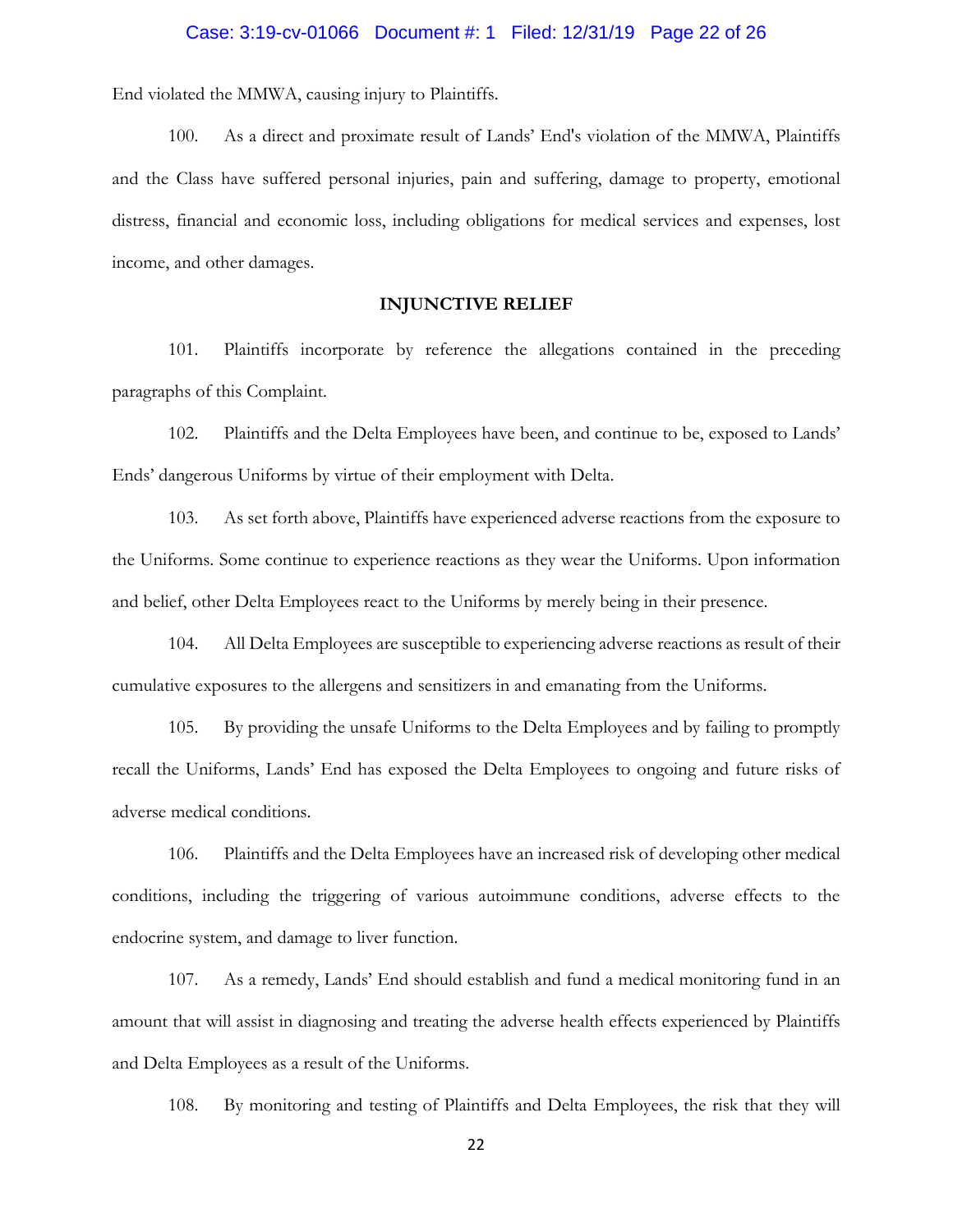End violated the MMWA, causing injury to Plaintiffs.

100. As a direct and proximate result of Lands' End's violation of the MMWA, Plaintiffs and the Class have suffered personal injuries, pain and suffering, damage to property, emotional distress, financial and economic loss, including obligations for medical services and expenses, lost income, and other damages.

## INJUNCTIVE RELIEF

101. Plaintiffs incorporate by reference the allegations contained in the preceding paragraphs of this Complaint.

102. Plaintiffs and the Delta Employees have been, and continue to be, exposed to Lands' Ends' dangerous Uniforms by virtue of their employment with Delta.

103. As set forth above, Plaintiffs have experienced adverse reactions from the exposure to the Uniforms. Some continue to experience reactions as they wear the Uniforms. Upon information and belief, other Delta Employees react to the Uniforms by merely being in their presence.

104. All Delta Employees are susceptible to experiencing adverse reactions as result of their cumulative exposures to the allergens and sensitizers in and emanating from the Uniforms.

105. By providing the unsafe Uniforms to the Delta Employees and by failing to promptly recall the Uniforms, Lands' End has exposed the Delta Employees to ongoing and future risks of adverse medical conditions.

106. Plaintiffs and the Delta Employees have an increased risk of developing other medical conditions, including the triggering of various autoimmune conditions, adverse effects to the endocrine system, and damage to liver function.

107. As a remedy, Lands' End should establish and fund a medical monitoring fund in an amount that will assist in diagnosing and treating the adverse health effects experienced by Plaintiffs and Delta Employees as a result of the Uniforms.

108. By monitoring and testing of Plaintiffs and Delta Employees, the risk that they will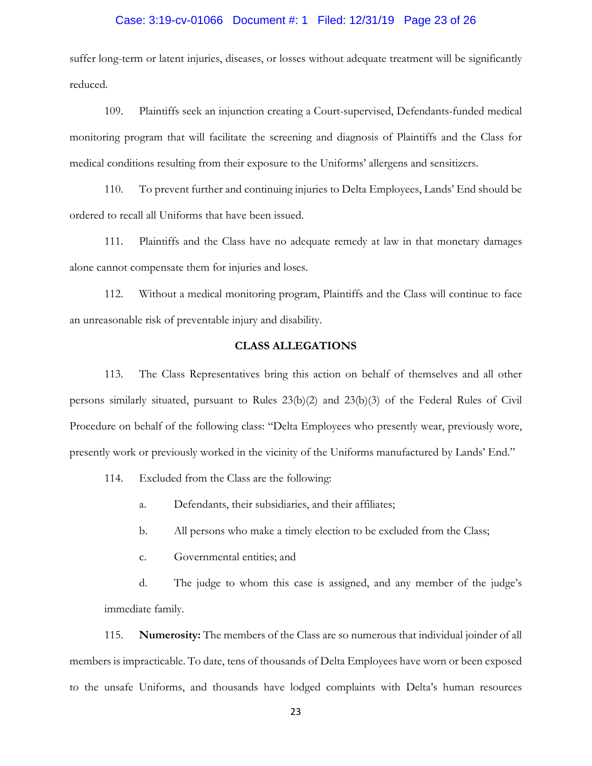suffer long-term or latent injuries, diseases, or losses without adequate treatment will be significantly reduced.

109. Plaintiffs seek an injunction creating a Court-supervised, Defendants-funded medical monitoring program that will facilitate the screening and diagnosis of Plaintiffs and the Class for medical conditions resulting from their exposure to the Uniforms' allergens and sensitizers.

110. To prevent further and continuing injuries to Delta Employees, Lands' End should be ordered to recall all Uniforms that have been issued.

111. Plaintiffs and the Class have no adequate remedy at law in that monetary damages alone cannot compensate them for injuries and loses.

112. Without a medical monitoring program, Plaintiffs and the Class will continue to face an unreasonable risk of preventable injury and disability.

## CLASS ALLEGATIONS

113. The Class Representatives bring this action on behalf of themselves and all other persons similarly situated, pursuant to Rules 23(b)(2) and 23(b)(3) of the Federal Rules of Civil Procedure on behalf of the following class: "Delta Employees who presently wear, previously wore, presently work or previously worked in the vicinity of the Uniforms manufactured by Lands' End."

114. Excluded from the Class are the following:

a. Defendants, their subsidiaries, and their affiliates;

b. All persons who make a timely election to be excluded from the Class;

c. Governmental entities; and

d. The judge to whom this case is assigned, and any member of the judge's immediate family.

115. **Numerosity:** The members of the Class are so numerous that individual joinder of all members is impracticable. To date, tens of thousands of Delta Employees have worn or been exposed to the unsafe Uniforms, and thousands have lodged complaints with Delta's human resources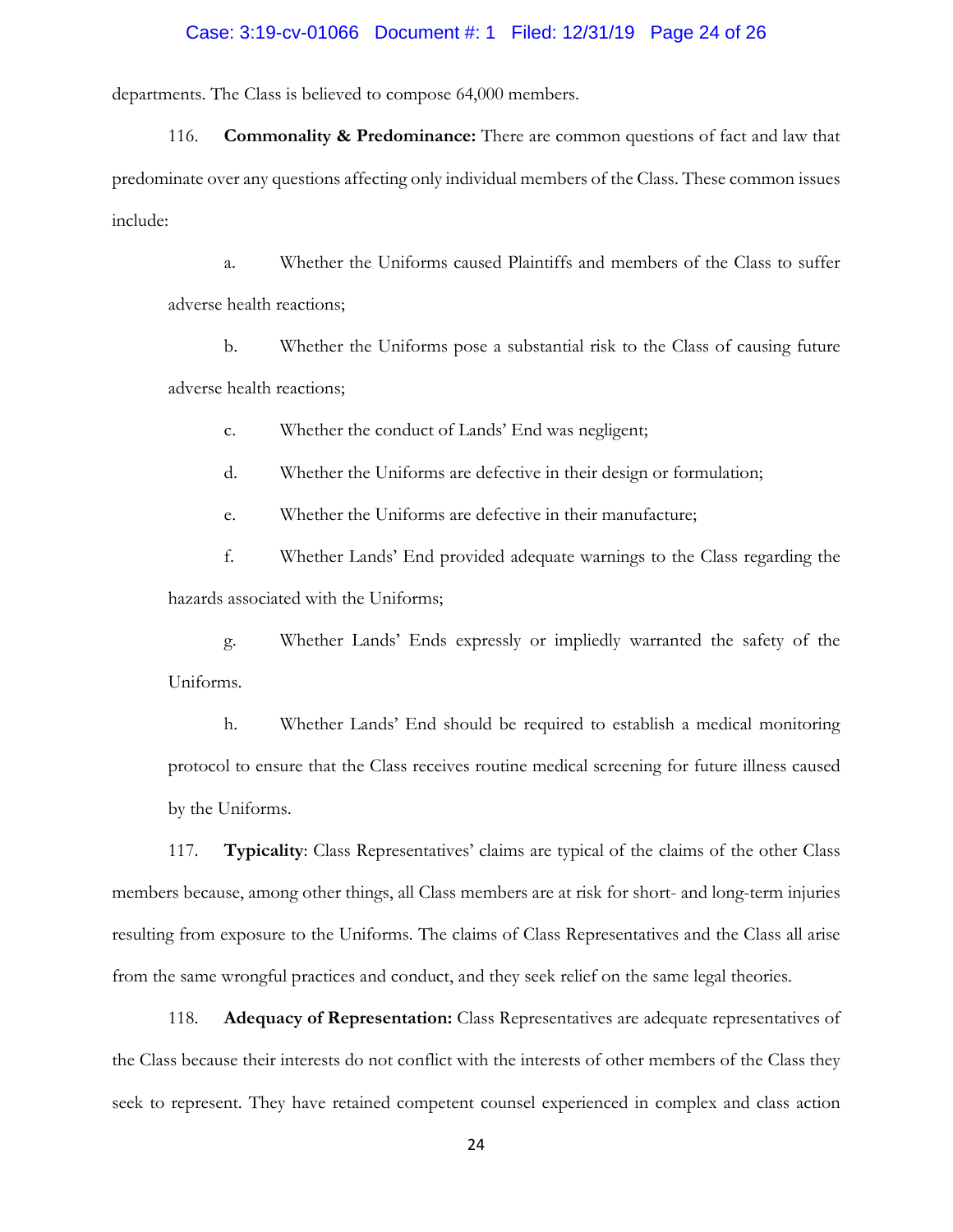departments. The Class is believed to compose 64,000 members.

116. **Commonality & Predominance:** There are common questions of fact and law that predominate over any questions affecting only individual members of the Class. These common issues include:

a. Whether the Uniforms caused Plaintiffs and members of the Class to suffer adverse health reactions;

b. Whether the Uniforms pose a substantial risk to the Class of causing future adverse health reactions;

c. Whether the conduct of Lands' End was negligent;

d. Whether the Uniforms are defective in their design or formulation;

e. Whether the Uniforms are defective in their manufacture;

f. Whether Lands' End provided adequate warnings to the Class regarding the hazards associated with the Uniforms;

g. Whether Lands' Ends expressly or impliedly warranted the safety of the Uniforms.

h. Whether Lands' End should be required to establish a medical monitoring protocol to ensure that the Class receives routine medical screening for future illness caused by the Uniforms.

117. **Typicality**: Class Representatives' claims are typical of the claims of the other Class members because, among other things, all Class members are at risk for short- and long-term injuries resulting from exposure to the Uniforms. The claims of Class Representatives and the Class all arise from the same wrongful practices and conduct, and they seek relief on the same legal theories.

118. **Adequacy of Representation:** Class Representatives are adequate representatives of the Class because their interests do not conflict with the interests of other members of the Class they seek to represent. They have retained competent counsel experienced in complex and class action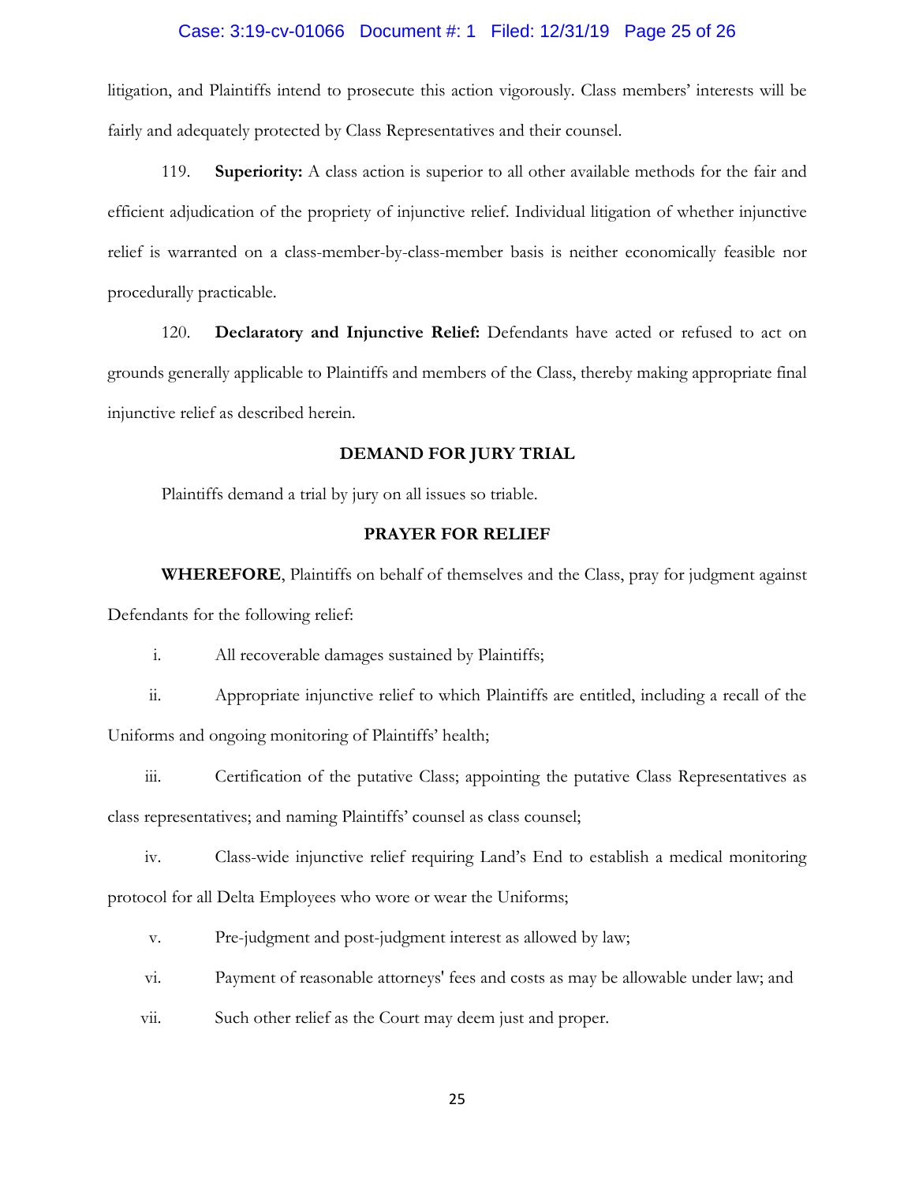litigation, and Plaintiffs intend to prosecute this action vigorously. Class members' interests will be fairly and adequately protected by Class Representatives and their counsel.

119. **Superiority:** A class action is superior to all other available methods for the fair and efficient adjudication of the propriety of injunctive relief. Individual litigation of whether injunctive relief is warranted on a class-member-by-class-member basis is neither economically feasible nor procedurally practicable.

120. **Declaratory and Injunctive Relief:** Defendants have acted or refused to act on grounds generally applicable to Plaintiffs and members of the Class, thereby making appropriate final injunctive relief as described herein.

## DEMAND FOR JURY TRIAL

Plaintiffs demand a trial by jury on all issues so triable.

## PRAYER FOR RELIEF

**WHEREFORE**, Plaintiffs on behalf of themselves and the Class, pray for judgment against Defendants for the following relief:

i. All recoverable damages sustained by Plaintiffs;

ii. Appropriate injunctive relief to which Plaintiffs are entitled, including a recall of the Uniforms and ongoing monitoring of Plaintiffs' health;

iii. Certification of the putative Class; appointing the putative Class Representatives as class representatives; and naming Plaintiffs' counsel as class counsel;

iv. Class-wide injunctive relief requiring Land's End to establish a medical monitoring protocol for all Delta Employees who wore or wear the Uniforms;

v. Pre-judgment and post-judgment interest as allowed by law;

vi. Payment of reasonable attorneys' fees and costs as may be allowable under law; and

vii. Such other relief as the Court may deem just and proper.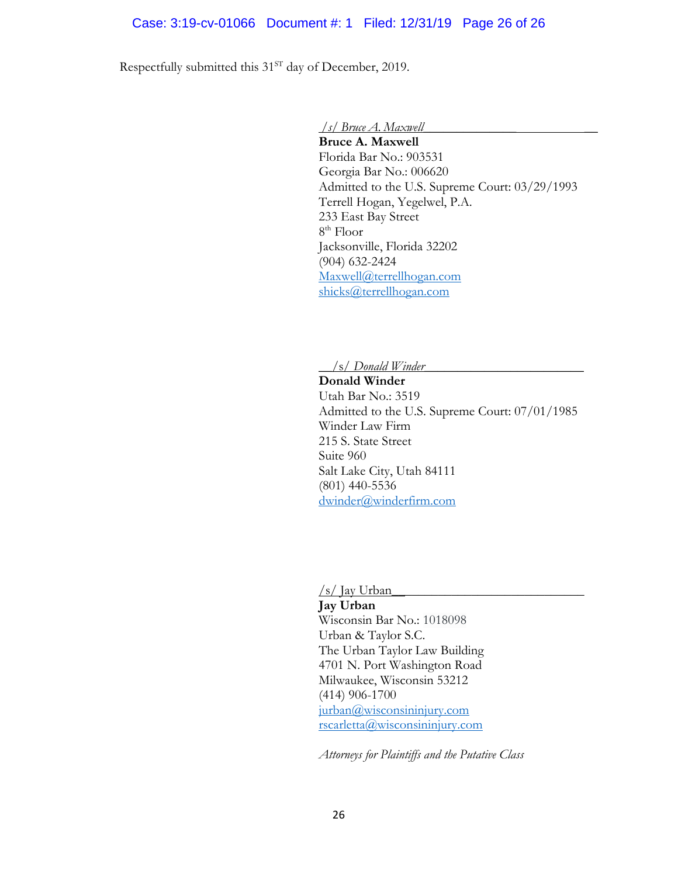Respectfully submitted this 31ST day of December, 2019.

*/s/ Bruce A. Maxwell*

**Bruce A. Maxwell**
Florida Bar No.: 903531
Georgia Bar No.: 006620
Admitted to the U.S. Supreme Court: 03/29/1993
Terrell Hogan, Yegelwel, P.A.
233 East Bay Street
8th Floor
Jacksonville, Florida 32202
(904) 632-2424
Maxwell@terrellhogan.com
shicks@terrellhogan.com

/s/ *Donald Winder*

**Donald Winder**
Utah Bar No.: 3519
Admitted to the U.S. Supreme Court: 07/01/1985
Winder Law Firm
215 S. State Street
Suite 960
Salt Lake City, Utah 84111
(801) 440-5536
dwinder@winderfirm.com

/s/ Jay Urban

**Jay Urban**
Wisconsin Bar No.: 1018098
Urban & Taylor S.C.
The Urban Taylor Law Building
4701 N. Port Washington Road
Milwaukee, Wisconsin 53212
(414) 906-1700
jurban@wisconsininjury.com
rscarletta@wisconsininjury.com

*Attorneys for Plaintiffs and the Putative Class*